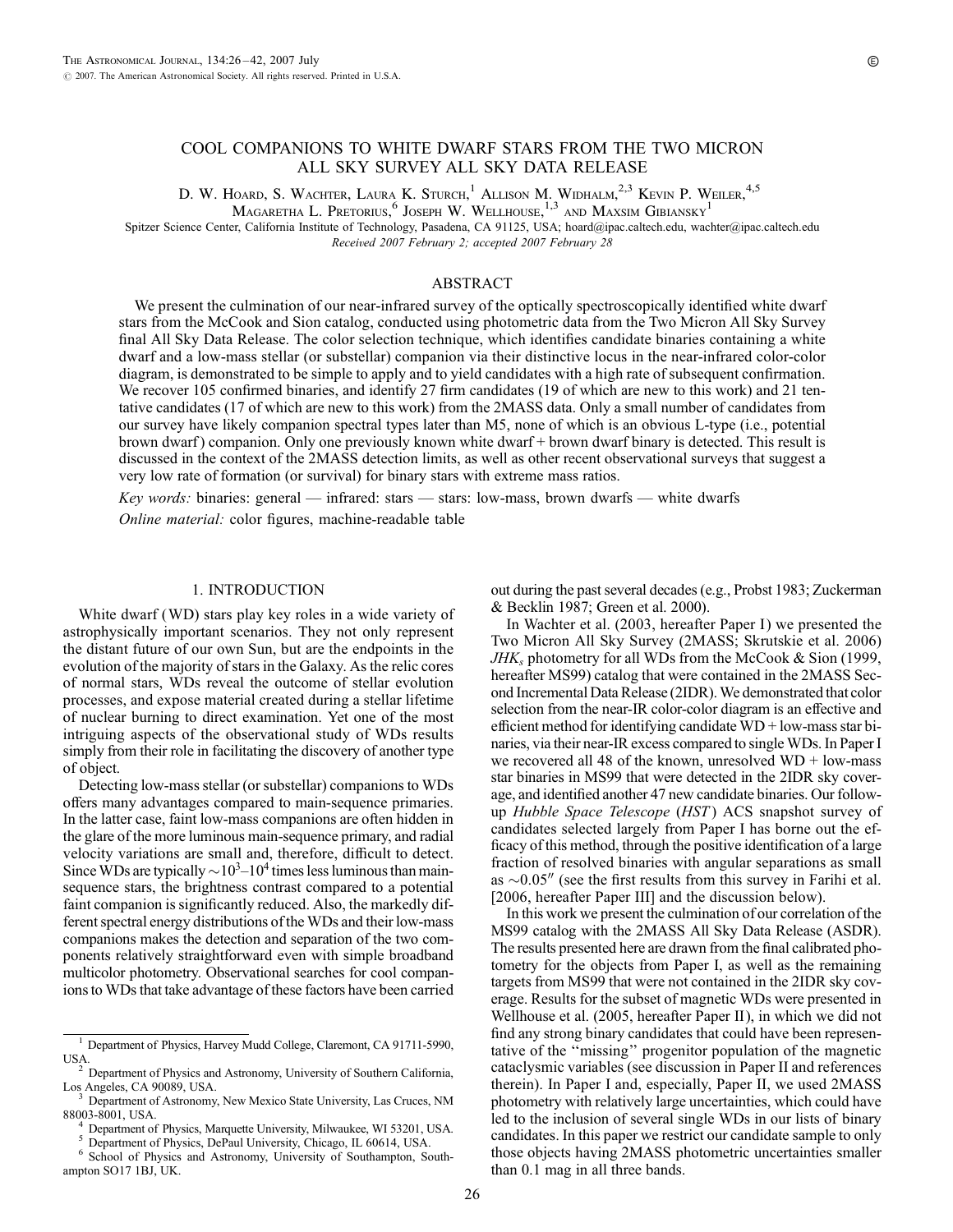# COOL COMPANIONS TO WHITE DWARF STARS FROM THE TWO MICRON ALL SKY SURVEY ALL SKY DATA RELEASE

D. W. Hoard, S. Wachter, Laura K. Sturch,[1] Allison M. Widhalm,[2,3] Kevin P. Weiler,[4,5] Magaretha L. Pretorius,[6] Joseph W. Wellhouse,[1,3] and Maxsim Gibiansky[1]

Spitzer Science Center, California Institute of Technology, Pasadena, CA 91125, USA; hoard@ipac.caltech.edu, wachter@ipac.caltech.edu

*Received 2007 February 2; accepted 2007 February 28*

## ABSTRACT

We present the culmination of our near-infrared survey of the optically spectroscopically identified white dwarf stars from the McCook and Sion catalog, conducted using photometric data from the Two Micron All Sky Survey final All Sky Data Release. The color selection technique, which identifies candidate binaries containing a white dwarf and a low-mass stellar (or substellar) companion via their distinctive locus in the near-infrared color-color diagram, is demonstrated to be simple to apply and to yield candidates with a high rate of subsequent confirmation. We recover 105 confirmed binaries, and identify 27 firm candidates (19 of which are new to this work) and 21 tentative candidates (17 of which are new to this work) from the 2MASS data. Only a small number of candidates from our survey have likely companion spectral types later than M5, none of which is an obvious L-type (i.e., potential brown dwarf) companion. Only one previously known white dwarf + brown dwarf binary is detected. This result is discussed in the context of the 2MASS detection limits, as well as other recent observational surveys that suggest a very low rate of formation (or survival) for binary stars with extreme mass ratios.

*Key words:* binaries: general — infrared: stars — stars: low-mass, brown dwarfs — white dwarfs

*Online material:* color figures, machine-readable table

## 1. INTRODUCTION

White dwarf (WD) stars play key roles in a wide variety of astrophysically important scenarios. They not only represent the distant future of our own Sun, but are the endpoints in the evolution of the majority of stars in the Galaxy. As the relic cores of normal stars, WDs reveal the outcome of stellar evolution processes, and expose material created during a stellar lifetime of nuclear burning to direct examination. Yet one of the most intriguing aspects of the observational study of WDs results simply from their role in facilitating the discovery of another type of object.

Detecting low-mass stellar (or substellar) companions to WDs offers many advantages compared to main-sequence primaries. In the latter case, faint low-mass companions are often hidden in the glare of the more luminous main-sequence primary, and radial velocity variations are small and, therefore, difficult to detect. Since WDs are typically $\sim 10^3$–$10^4$ times less luminous than main-sequence stars, the brightness contrast compared to a potential faint companion is significantly reduced. Also, the markedly different spectral energy distributions of the WDs and their low-mass companions makes the detection and separation of the two components relatively straightforward even with simple broadband multicolor photometry. Observational searches for cool companions to WDs that take advantage of these factors have been carried out during the past several decades (e.g., Probst 1983; Zuckerman & Becklin 1987; Green et al. 2000).

In Wachter et al. (2003, hereafter Paper I) we presented the Two Micron All Sky Survey (2MASS; Skrutskie et al. 2006) $JHK_s$ photometry for all WDs from the McCook & Sion (1999, hereafter MS99) catalog that were contained in the 2MASS Second Incremental Data Release (2IDR). We demonstrated that color selection from the near-IR color-color diagram is an effective and efficient method for identifying candidate WD + low-mass star binaries, via their near-IR excess compared to single WDs. In Paper I we recovered all 48 of the known, unresolved WD + low-mass star binaries in MS99 that were detected in the 2IDR sky coverage, and identified another 47 new candidate binaries. Our follow-up *Hubble Space Telescope* (*HST*) ACS snapshot survey of candidates selected largely from Paper I has borne out the efficacy of this method, through the positive identification of a large fraction of resolved binaries with angular separations as small as $\sim 0.05''$ (see the first results from this survey in Farihi et al. [2006, hereafter Paper III] and the discussion below).

In this work we present the culmination of our correlation of the MS99 catalog with the 2MASS All Sky Data Release (ASDR). The results presented here are drawn from the final calibrated photometry for the objects from Paper I, as well as the remaining targets from MS99 that were not contained in the 2IDR sky coverage. Results for the subset of magnetic WDs were presented in Wellhouse et al. (2005, hereafter Paper II), in which we did not find any strong binary candidates that could have been representative of the "missing" progenitor population of the magnetic cataclysmic variables (see discussion in Paper II and references therein). In Paper I and, especially, Paper II, we used 2MASS photometry with relatively large uncertainties, which could have led to the inclusion of several single WDs in our lists of binary candidates. In this paper we restrict our candidate sample to only those objects having 2MASS photometric uncertainties smaller than 0.1 mag in all three bands.

---

[1] Department of Physics, Harvey Mudd College, Claremont, CA 91711-5990, USA.

[2] Department of Physics and Astronomy, University of Southern California, Los Angeles, CA 90089, USA.

[3] Department of Astronomy, New Mexico State University, Las Cruces, NM 88003-8001, USA.

[4] Department of Physics, Marquette University, Milwaukee, WI 53201, USA.

[5] Department of Physics, DePaul University, Chicago, IL 60614, USA.

[6] School of Physics and Astronomy, University of Southampton, Southampton SO17 1BJ, UK.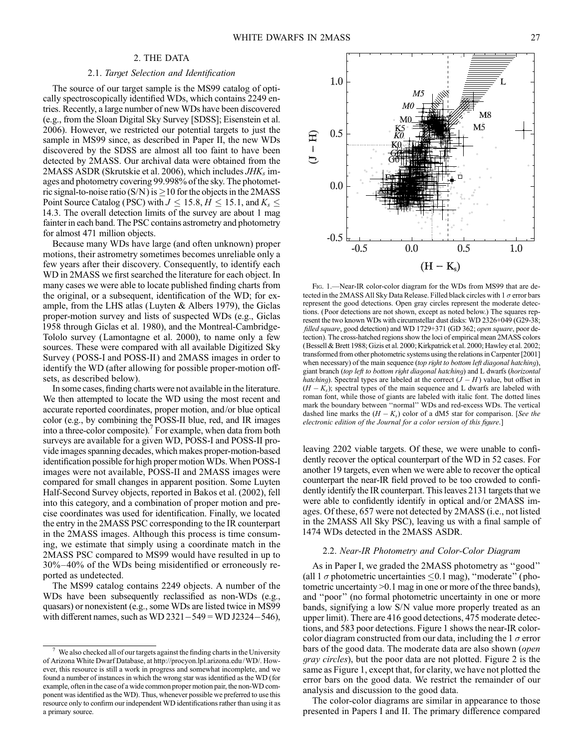## 2. THE DATA

### 2.1. *Target Selection and Identification*

The source of our target sample is the MS99 catalog of optically spectroscopically identified WDs, which contains 2249 entries. Recently, a large number of new WDs have been discovered (e.g., from the Sloan Digital Sky Survey [SDSS]; Eisenstein et al. 2006). However, we restricted our potential targets to just the sample in MS99 since, as described in Paper II, the new WDs discovered by the SDSS are almost all too faint to have been detected by 2MASS. Our archival data were obtained from the 2MASS ASDR (Skrutskie et al. 2006), which includes $JHK_s$ images and photometry covering 99.998% of the sky. The photometric signal-to-noise ratio (S/N) is $\geq 10$ for the objects in the 2MASS Point Source Catalog (PSC) with $J \leq 15.8$, $H \leq 15.1$, and $K_s \leq 14.3$. The overall detection limits of the survey are about 1 mag fainter in each band. The PSC contains astrometry and photometry for almost 471 million objects.

Because many WDs have large (and often unknown) proper motions, their astrometry sometimes becomes unreliable only a few years after their discovery. Consequently, to identify each WD in 2MASS we first searched the literature for each object. In many cases we were able to locate published finding charts from the original, or a subsequent, identification of the WD; for example, from the LHS atlas (Luyten & Albers 1979), the Giclas proper-motion survey and lists of suspected WDs (e.g., Giclas 1958 through Giclas et al. 1980), and the Montreal-Cambridge-Tololo survey (Lamontagne et al. 2000), to name only a few sources. These were compared with all available Digitized Sky Survey (POSS-I and POSS-II) and 2MASS images in order to identify the WD (after allowing for possible proper-motion offsets, as described below).

In some cases, finding charts were not available in the literature. We then attempted to locate the WD using the most recent and accurate reported coordinates, proper motion, and/or blue optical color (e.g., by combining the POSS-II blue, red, and IR images into a three-color composite).[7] For example, when data from both surveys are available for a given WD, POSS-I and POSS-II provide images spanning decades, which makes proper-motion-based identification possible for high proper motion WDs. When POSS-I images were not available, POSS-II and 2MASS images were compared for small changes in apparent position. Some Luyten Half-Second Survey objects, reported in Bakos et al. (2002), fell into this category, and a combination of proper motion and precise coordinates was used for identification. Finally, we located the entry in the 2MASS PSC corresponding to the IR counterpart in the 2MASS images. Although this process is time consuming, we estimate that simply using a coordinate match in the 2MASS PSC compared to MS99 would have resulted in up to 30%–40% of the WDs being misidentified or erroneously reported as undetected.

The MS99 catalog contains 2249 objects. A number of the WDs have been subsequently reclassified as non-WDs (e.g., quasars) or nonexistent (e.g., some WDs are listed twice in MS99 with different names, such as WD 2321−549 = WD J2324−546), leaving 2202 viable targets. Of these, we were unable to confidently recover the optical counterpart of the WD in 52 cases. For another 19 targets, even when we were able to recover the optical counterpart the near-IR field proved to be too crowded to confidently identify the IR counterpart. This leaves 2131 targets that we were able to confidently identify in optical and/or 2MASS images. Of these, 657 were not detected by 2MASS (i.e., not listed in the 2MASS All Sky PSC), leaving us with a final sample of 1474 WDs detected in the 2MASS ASDR.

[7] We also checked all of our targets against the finding charts in the University of Arizona White Dwarf Database, at http://procyon.lpl.arizona.edu/WD/. However, this resource is still a work in progress and somewhat incomplete, and we found a number of instances in which the wrong star was identified as the WD (for example, often in the case of a wide common proper motion pair, the non-WD component was identified as the WD). Thus, whenever possible we preferred to use this resource only to confirm our independent WD identifications rather than using it as a primary source.

Fig. 1.—Near-IR color-color diagram for the WDs from MS99 that are detected in the 2MASS All Sky Data Release. Filled black circles with 1 $\sigma$ error bars represent the good detections. Open gray circles represent the moderate detections. (Poor detections are not shown, except as noted below.) The squares represent the two known WDs with circumstellar dust disks: WD 2326+049 (G29-38; *filled square*, good detection) and WD 1729+371 (GD 362; *open square*, poor detection). The cross-hatched regions show the loci of empirical mean 2MASS colors (Bessell & Brett 1988; Gizis et al. 2000; Kirkpatrick et al. 2000; Hawley et al. 2002; transformed from other photometric systems using the relations in Carpenter [2001] when necessary) of the main sequence (*top right to bottom left diagonal hatching*), giant branch (*top left to bottom right diagonal hatching*) and L dwarfs (*horizontal hatching*). Spectral types are labeled at the correct $(J-H)$ value, but offset in $(H-K_s)$; spectral types of the main sequence and L dwarfs are labeled with roman font, while those of giants are labeled with italic font. The dotted lines mark the boundary between "normal" WDs and red-excess WDs. The vertical dashed line marks the $(H-K_s)$ color of a dM5 star for comparison. [*See the electronic edition of the Journal for a color version of this figure*.]

### 2.2. *Near-IR Photometry and Color-Color Diagram*

As in Paper I, we graded the 2MASS photometry as "good" (all 1 $\sigma$ photometric uncertainties $\leq 0.1$ mag), "moderate" (photometric uncertainty $>0.1$ mag in one or more of the three bands), and "poor" (no formal photometric uncertainty in one or more bands, signifying a low S/N value more properly treated as an upper limit). There are 416 good detections, 475 moderate detections, and 583 poor detections. Figure 1 shows the near-IR color-color diagram constructed from our data, including the 1 $\sigma$ error bars of the good data. The moderate data are also shown (*open gray circles*), but the poor data are not plotted. Figure 2 is the same as Figure 1, except that, for clarity, we have not plotted the error bars on the good data. We restrict the remainder of our analysis and discussion to the good data.

The color-color diagrams are similar in appearance to those presented in Papers I and II. The primary difference compared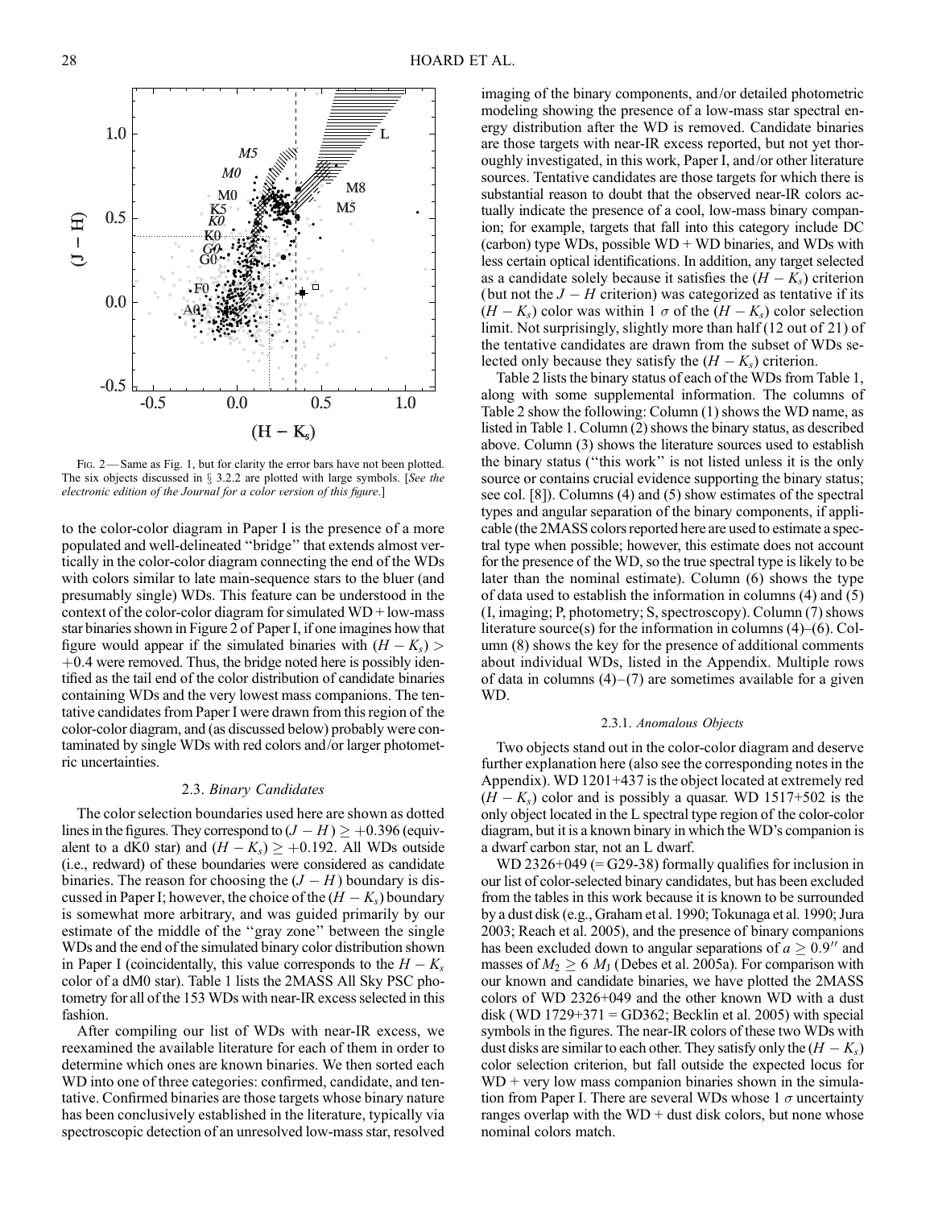Fig. 2—Same as Fig. 1, but for clarity the error bars have not been plotted. The six objects discussed in § 3.2.2 are plotted with large symbols. [*See the electronic edition of the Journal for a color version of this figure.*]

to the color-color diagram in Paper I is the presence of a more populated and well-delineated "bridge" that extends almost vertically in the color-color diagram connecting the end of the WDs with colors similar to late main-sequence stars to the bluer (and presumably single) WDs. This feature can be understood in the context of the color-color diagram for simulated WD + low-mass star binaries shown in Figure 2 of Paper I, if one imagines how that figure would appear if the simulated binaries with $(H - K_s) > +0.4$ were removed. Thus, the bridge noted here is possibly identified as the tail end of the color distribution of candidate binaries containing WDs and the very lowest mass companions. The tentative candidates from Paper I were drawn from this region of the color-color diagram, and (as discussed below) probably were contaminated by single WDs with red colors and/or larger photometric uncertainties.

### 2.3. *Binary Candidates*

The color selection boundaries used here are shown as dotted lines in the figures. They correspond to $(J - H) \geq +0.396$ (equivalent to a dK0 star) and $(H - K_s) \geq +0.192$. All WDs outside (i.e., redward) of these boundaries were considered as candidate binaries. The reason for choosing the $(J - H)$ boundary is discussed in Paper I; however, the choice of the $(H - K_s)$ boundary is somewhat more arbitrary, and was guided primarily by our estimate of the middle of the "gray zone" between the single WDs and the end of the simulated binary color distribution shown in Paper I (coincidentally, this value corresponds to the $H - K_s$ color of a dM0 star). Table 1 lists the 2MASS All Sky PSC photometry for all of the 153 WDs with near-IR excess selected in this fashion.

After compiling our list of WDs with near-IR excess, we reexamined the available literature for each of them in order to determine which ones are known binaries. We then sorted each WD into one of three categories: confirmed, candidate, and tentative. Confirmed binaries are those targets whose binary nature has been conclusively established in the literature, typically via spectroscopic detection of an unresolved low-mass star, resolved imaging of the binary components, and/or detailed photometric modeling showing the presence of a low-mass star spectral energy distribution after the WD is removed. Candidate binaries are those targets with near-IR excess reported, but not yet thoroughly investigated, in this work, Paper I, and/or other literature sources. Tentative candidates are those targets for which there is substantial reason to doubt that the observed near-IR colors actually indicate the presence of a cool, low-mass binary companion; for example, targets that fall into this category include DC (carbon) type WDs, possible WD + WD binaries, and WDs with less certain optical identifications. In addition, any target selected as a candidate solely because it satisfies the $(H - K_s)$ criterion (but not the $J - H$ criterion) was categorized as tentative if its $(H - K_s)$ color was within 1 $\sigma$ of the $(H - K_s)$ color selection limit. Not surprisingly, slightly more than half (12 out of 21) of the tentative candidates are drawn from the subset of WDs selected only because they satisfy the $(H - K_s)$ criterion.

Table 2 lists the binary status of each of the WDs from Table 1, along with some supplemental information. The columns of Table 2 show the following: Column (1) shows the WD name, as listed in Table 1. Column (2) shows the binary status, as described above. Column (3) shows the literature sources used to establish the binary status ("this work" is not listed unless it is the only source or contains crucial evidence supporting the binary status; see col. [8]). Columns (4) and (5) show estimates of the spectral types and angular separation of the binary components, if applicable (the 2MASS colors reported here are used to estimate a spectral type when possible; however, this estimate does not account for the presence of the WD, so the true spectral type is likely to be later than the nominal estimate). Column (6) shows the type of data used to establish the information in columns (4) and (5) (I, imaging; P, photometry; S, spectroscopy). Column (7) shows literature source(s) for the information in columns (4)–(6). Column (8) shows the key for the presence of additional comments about individual WDs, listed in the Appendix. Multiple rows of data in columns (4)–(7) are sometimes available for a given WD.

#### 2.3.1. *Anomalous Objects*

Two objects stand out in the color-color diagram and deserve further explanation here (also see the corresponding notes in the Appendix). WD 1201+437 is the object located at extremely red $(H - K_s)$ color and is possibly a quasar. WD 1517+502 is the only object located in the L spectral type region of the color-color diagram, but it is a known binary in which the WD's companion is a dwarf carbon star, not an L dwarf.

WD 2326+049 (= G29-38) formally qualifies for inclusion in our list of color-selected binary candidates, but has been excluded from the tables in this work because it is known to be surrounded by a dust disk (e.g., Graham et al. 1990; Tokunaga et al. 1990; Jura 2003; Reach et al. 2005), and the presence of binary companions has been excluded down to angular separations of $a \geq 0.9''$ and masses of $M_2 \geq 6\ M_J$ (Debes et al. 2005a). For comparison with our known and candidate binaries, we have plotted the 2MASS colors of WD 2326+049 and the other known WD with a dust disk (WD 1729+371 = GD362; Becklin et al. 2005) with special symbols in the figures. The near-IR colors of these two WDs with dust disks are similar to each other. They satisfy only the $(H - K_s)$ color selection criterion, but fall outside the expected locus for WD + very low mass companion binaries shown in the simulation from Paper I. There are several WDs whose 1 $\sigma$ uncertainty ranges overlap with the WD + dust disk colors, but none whose nominal colors match.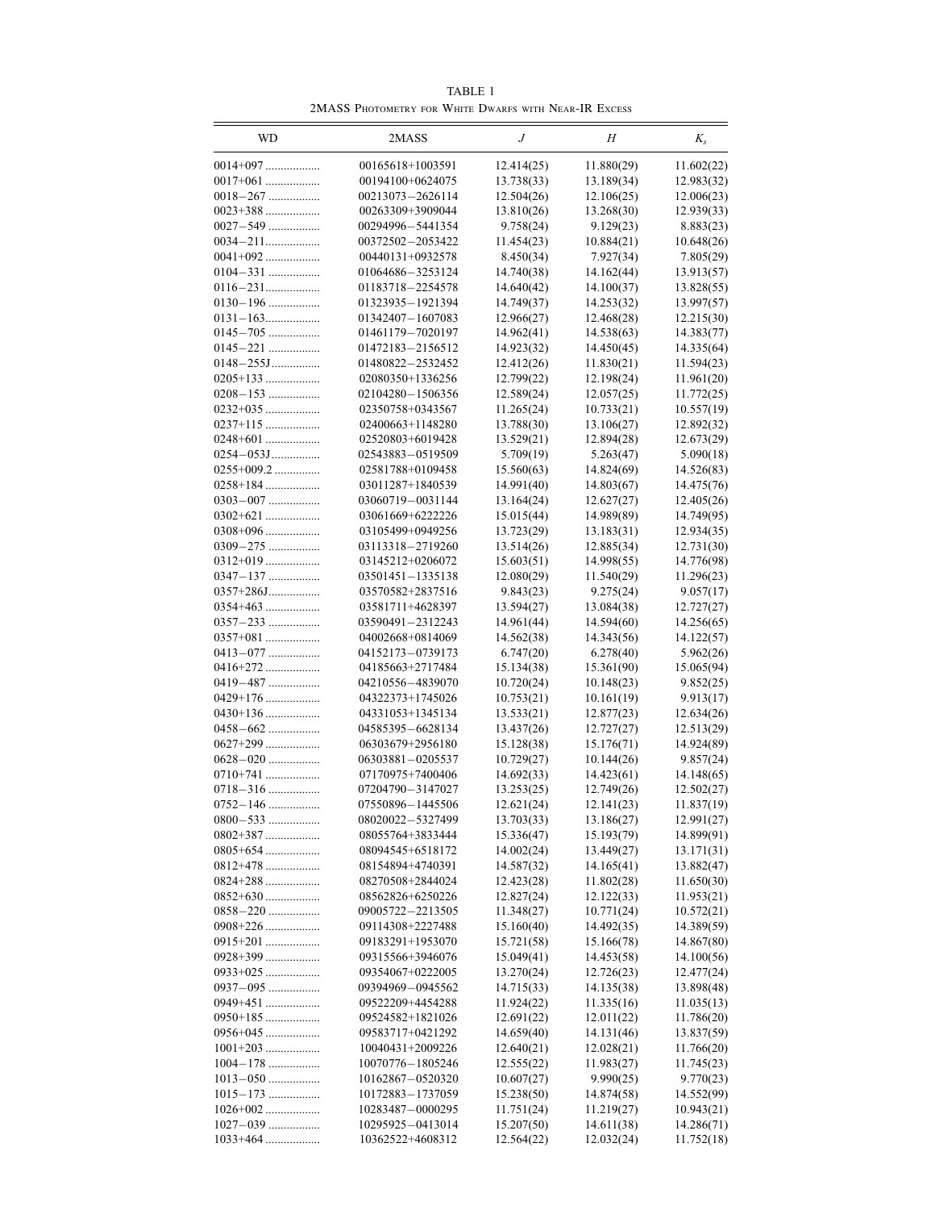TABLE 1

2MASS Photometry for White Dwarfs with Near-IR Excess

| WD | 2MASS | $J$ | $H$ | $K_s$ |
|---|---|---|---|---|
| 0014+097 .................. | 00165618+1003591 | 12.414(25) | 11.880(29) | 11.602(22) |
| 0017+061 .................. | 00194100+0624075 | 13.738(33) | 13.189(34) | 12.983(32) |
| 0018−267 ................. | 00213073−2626114 | 12.504(26) | 12.106(25) | 12.006(23) |
| 0023+388 .................. | 00263309+3909044 | 13.810(26) | 13.268(30) | 12.939(33) |
| 0027−549 ................. | 00294996−5441354 | 9.758(24) | 9.129(23) | 8.883(23) |
| 0034−211.................. | 00372502−2053422 | 11.454(23) | 10.884(21) | 10.648(26) |
| 0041+092 .................. | 00440131+0932578 | 8.450(34) | 7.927(34) | 7.805(29) |
| 0104−331 ................. | 01064686−3253124 | 14.740(38) | 14.162(44) | 13.913(57) |
| 0116−231.................. | 01183718−2254578 | 14.640(42) | 14.100(37) | 13.828(55) |
| 0130−196 ................. | 01323935−1921394 | 14.749(37) | 14.253(32) | 13.997(57) |
| 0131−163.................. | 01342407−1607083 | 12.966(27) | 12.468(28) | 12.215(30) |
| 0145−705 ................. | 01461179−7020197 | 14.962(41) | 14.538(63) | 14.383(77) |
| 0145−221 ................. | 01472183−2156512 | 14.923(32) | 14.450(45) | 14.335(64) |
| 0148−255J................ | 01480822−2532452 | 12.412(26) | 11.830(21) | 11.594(23) |
| 0205+133 .................. | 02080350+1336256 | 12.799(22) | 12.198(24) | 11.961(20) |
| 0208−153 ................. | 02104280−1506356 | 12.589(24) | 12.057(25) | 11.772(25) |
| 0232+035 .................. | 02350758+0343567 | 11.265(24) | 10.733(21) | 10.557(19) |
| 0237+115 .................. | 02400663+1148280 | 13.788(30) | 13.106(27) | 12.892(32) |
| 0248+601 .................. | 02520803+6019428 | 13.529(21) | 12.894(28) | 12.673(29) |
| 0254−053J................ | 02543883−0519509 | 5.709(19) | 5.263(47) | 5.090(18) |
| 0255+009.2 ............... | 02581788+0109458 | 15.560(63) | 14.824(69) | 14.526(83) |
| 0258+184 .................. | 03011287+1840539 | 14.991(40) | 14.803(67) | 14.475(76) |
| 0303−007 ................. | 03060719−0031144 | 13.164(24) | 12.627(27) | 12.405(26) |
| 0302+621 .................. | 03061669+6222226 | 15.015(44) | 14.989(89) | 14.749(95) |
| 0308+096 .................. | 03105499+0949256 | 13.723(29) | 13.183(31) | 12.934(35) |
| 0309−275 ................. | 03113318−2719260 | 13.514(26) | 12.885(34) | 12.731(30) |
| 0312+019 .................. | 03145212+0206072 | 15.603(51) | 14.998(55) | 14.776(98) |
| 0347−137 ................. | 03501451−1335138 | 12.080(29) | 11.540(29) | 11.296(23) |
| 0357+286J................. | 03570582+2837516 | 9.843(23) | 9.275(24) | 9.057(17) |
| 0354+463 .................. | 03581711+4628397 | 13.594(27) | 13.084(38) | 12.727(27) |
| 0357−233 ................. | 03590491−2312243 | 14.961(44) | 14.594(60) | 14.256(65) |
| 0357+081 .................. | 04002668+0814069 | 14.562(38) | 14.343(56) | 14.122(57) |
| 0413−077 ................. | 04152173−0739173 | 6.747(20) | 6.278(40) | 5.962(26) |
| 0416+272 .................. | 04185663+2717484 | 15.134(38) | 15.361(90) | 15.065(94) |
| 0419−487 ................. | 04210556−4839070 | 10.720(24) | 10.148(23) | 9.852(25) |
| 0429+176 .................. | 04322373+1745026 | 10.753(21) | 10.161(19) | 9.913(17) |
| 0430+136 .................. | 04331053+1345134 | 13.533(21) | 12.877(23) | 12.634(26) |
| 0458−662 ................. | 04585395−6628134 | 13.437(26) | 12.727(27) | 12.513(29) |
| 0627+299 .................. | 06303679+2956180 | 15.128(38) | 15.176(71) | 14.924(89) |
| 0628−020 ................. | 06303881−0205537 | 10.729(27) | 10.144(26) | 9.857(24) |
| 0710+741 .................. | 07170975+7400406 | 14.692(33) | 14.423(61) | 14.148(65) |
| 0718−316 ................. | 07204790−3147027 | 13.253(25) | 12.749(26) | 12.502(27) |
| 0752−146 ................. | 07550896−1445506 | 12.621(24) | 12.141(23) | 11.837(19) |
| 0800−533 ................. | 08020022−5327499 | 13.703(33) | 13.186(27) | 12.991(27) |
| 0802+387 .................. | 08055764+3833444 | 15.336(47) | 15.193(79) | 14.899(91) |
| 0805+654 .................. | 08094545+6518172 | 14.002(24) | 13.449(27) | 13.171(31) |
| 0812+478 .................. | 08154894+4740391 | 14.587(32) | 14.165(41) | 13.882(47) |
| 0824+288 .................. | 08270508+2844024 | 12.423(28) | 11.802(28) | 11.650(30) |
| 0852+630 .................. | 08562826+6250226 | 12.827(24) | 12.122(33) | 11.953(21) |
| 0858−220 ................. | 09005722−2213505 | 11.348(27) | 10.771(24) | 10.572(21) |
| 0908+226 .................. | 09114308+2227488 | 15.160(40) | 14.492(35) | 14.389(59) |
| 0915+201 .................. | 09183291+1953070 | 15.721(58) | 15.166(78) | 14.867(80) |
| 0928+399 .................. | 09315566+3946076 | 15.049(41) | 14.453(58) | 14.100(56) |
| 0933+025 .................. | 09354067+0222005 | 13.270(24) | 12.726(23) | 12.477(24) |
| 0937−095 ................. | 09394969−0945562 | 14.715(33) | 14.135(38) | 13.898(48) |
| 0949+451 .................. | 09522209+4454288 | 11.924(22) | 11.335(16) | 11.035(13) |
| 0950+185 .................. | 09524582+1821026 | 12.691(22) | 12.011(22) | 11.786(20) |
| 0956+045 .................. | 09583717+0421292 | 14.659(40) | 14.131(46) | 13.837(59) |
| 1001+203 .................. | 10040431+2009226 | 12.640(21) | 12.028(21) | 11.766(20) |
| 1004−178 ................. | 10070776−1805246 | 12.555(22) | 11.983(27) | 11.745(23) |
| 1013−050 ................. | 10162867−0520320 | 10.607(27) | 9.990(25) | 9.770(23) |
| 1015−173 ................. | 10172883−1737059 | 15.238(50) | 14.874(58) | 14.552(99) |
| 1026+002 .................. | 10283487−0000295 | 11.751(24) | 11.219(27) | 10.943(21) |
| 1027−039 ................. | 10295925−0413014 | 15.207(50) | 14.611(38) | 14.286(71) |
| 1033+464 .................. | 10362522+4608312 | 12.564(22) | 12.032(24) | 11.752(18) |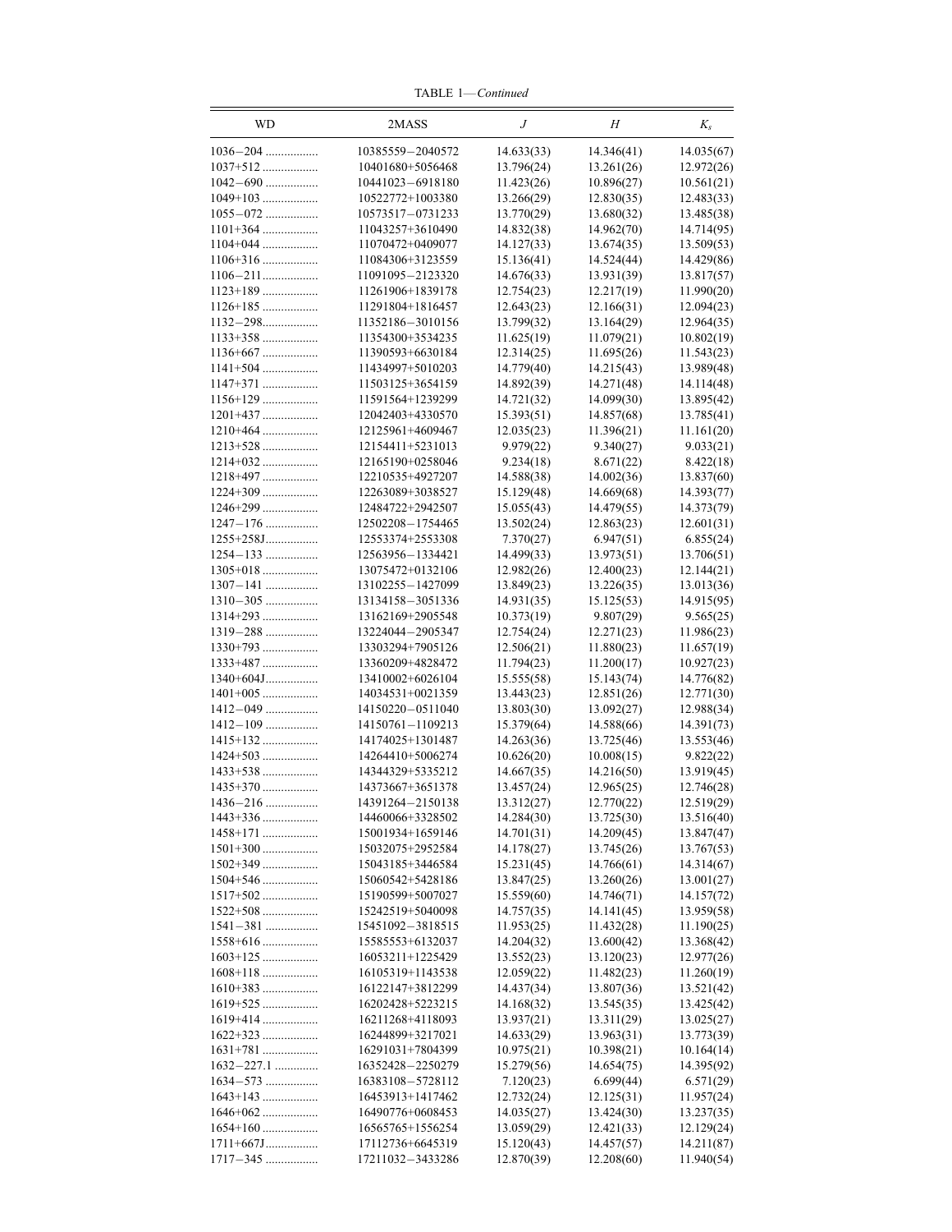TABLE 1—*Continued*

| WD | 2MASS | $J$ | $H$ | $K_s$ |
|---|---|---|---|---|
| 1036−204 ................. | 10385559−2040572 | 14.633(33) | 14.346(41) | 14.035(67) |
| 1037+512 .................. | 10401680+5056468 | 13.796(24) | 13.261(26) | 12.972(26) |
| 1042−690 ................. | 10441023−6918180 | 11.423(26) | 10.896(27) | 10.561(21) |
| 1049+103 .................. | 10522772+1003380 | 13.266(29) | 12.830(35) | 12.483(33) |
| 1055−072 ................. | 10573517−0731233 | 13.770(29) | 13.680(32) | 13.485(38) |
| 1101+364 .................. | 11043257+3610490 | 14.832(38) | 14.962(70) | 14.714(95) |
| 1104+044 .................. | 11070472+0409077 | 14.127(33) | 13.674(35) | 13.509(53) |
| 1106+316 .................. | 11084306+3123559 | 15.136(41) | 14.524(44) | 14.429(86) |
| 1106−211.................. | 11091095−2123320 | 14.676(33) | 13.931(39) | 13.817(57) |
| 1123+189 .................. | 11261906+1839178 | 12.754(23) | 12.217(19) | 11.990(20) |
| 1126+185 .................. | 11291804+1816457 | 12.643(23) | 12.166(31) | 12.094(23) |
| 1132−298.................. | 11352186−3010156 | 13.799(32) | 13.164(29) | 12.964(35) |
| 1133+358 .................. | 11354300+3534235 | 11.625(19) | 11.079(21) | 10.802(19) |
| 1136+667 .................. | 11390593+6630184 | 12.314(25) | 11.695(26) | 11.543(23) |
| 1141+504 .................. | 11434997+5010203 | 14.779(40) | 14.215(43) | 13.989(48) |
| 1147+371 .................. | 11503125+3654159 | 14.892(39) | 14.271(48) | 14.114(48) |
| 1156+129 .................. | 11591564+1239299 | 14.721(32) | 14.099(30) | 13.895(42) |
| 1201+437 .................. | 12042403+4330570 | 15.393(51) | 14.857(68) | 13.785(41) |
| 1210+464 .................. | 12125961+4609467 | 12.035(23) | 11.396(21) | 11.161(20) |
| 1213+528 .................. | 12154411+5231013 | 9.979(22) | 9.340(27) | 9.033(21) |
| 1214+032 .................. | 12165190+0258046 | 9.234(18) | 8.671(22) | 8.422(18) |
| 1218+497 .................. | 12210535+4927207 | 14.588(38) | 14.002(36) | 13.837(60) |
| 1224+309 .................. | 12263089+3038527 | 15.129(48) | 14.669(68) | 14.393(77) |
| 1246+299 .................. | 12484722+2942507 | 15.055(43) | 14.479(55) | 14.373(79) |
| 1247−176 ................. | 12502208−1754465 | 13.502(24) | 12.863(23) | 12.601(31) |
| 1255+258J................. | 12553374+2553308 | 7.370(27) | 6.947(51) | 6.855(24) |
| 1254−133 ................. | 12563956−1334421 | 14.499(33) | 13.973(51) | 13.706(51) |
| 1305+018 .................. | 13075472+0132106 | 12.982(26) | 12.400(23) | 12.144(21) |
| 1307−141 ................. | 13102255−1427099 | 13.849(23) | 13.226(35) | 13.013(36) |
| 1310−305 ................. | 13134158−3051336 | 14.931(35) | 15.125(53) | 14.915(95) |
| 1314+293 .................. | 13162169+2905548 | 10.373(19) | 9.807(29) | 9.565(25) |
| 1319−288 ................. | 13224044−2905347 | 12.754(24) | 12.271(23) | 11.986(23) |
| 1330+793 .................. | 13303294+7905126 | 12.506(21) | 11.880(23) | 11.657(19) |
| 1333+487 .................. | 13360209+4828472 | 11.794(23) | 11.200(17) | 10.927(23) |
| 1340+604J................. | 13410002+6026104 | 15.555(58) | 15.143(74) | 14.776(82) |
| 1401+005 .................. | 14034531+0021359 | 13.443(23) | 12.851(26) | 12.771(30) |
| 1412−049 ................. | 14150220−0511040 | 13.803(30) | 13.092(27) | 12.988(34) |
| 1412−109 ................. | 14150761−1109213 | 15.379(64) | 14.588(66) | 14.391(73) |
| 1415+132 .................. | 14174025+1301487 | 14.263(36) | 13.725(46) | 13.553(46) |
| 1424+503 .................. | 14264410+5006274 | 10.626(20) | 10.008(15) | 9.822(22) |
| 1433+538 .................. | 14344329+5335212 | 14.667(35) | 14.216(50) | 13.919(45) |
| 1435+370 .................. | 14373667+3651378 | 13.457(24) | 12.965(25) | 12.746(28) |
| 1436−216 ................. | 14391264−2150138 | 13.312(27) | 12.770(22) | 12.519(29) |
| 1443+336 .................. | 14460066+3328502 | 14.284(30) | 13.725(30) | 13.516(40) |
| 1458+171 .................. | 15001934+1659146 | 14.701(31) | 14.209(45) | 13.847(47) |
| 1501+300 .................. | 15032075+2952584 | 14.178(27) | 13.745(26) | 13.767(53) |
| 1502+349 .................. | 15043185+3446584 | 15.231(45) | 14.766(61) | 14.314(67) |
| 1504+546 .................. | 15060542+5428186 | 13.847(25) | 13.260(26) | 13.001(27) |
| 1517+502 .................. | 15190599+5007027 | 15.559(60) | 14.746(71) | 14.157(72) |
| 1522+508 .................. | 15242519+5040098 | 14.757(35) | 14.141(45) | 13.959(58) |
| 1541−381 ................. | 15451092−3818515 | 11.953(25) | 11.432(28) | 11.190(25) |
| 1558+616 .................. | 15585553+6132037 | 14.204(32) | 13.600(42) | 13.368(42) |
| 1603+125 .................. | 16053211+1225429 | 13.552(23) | 13.120(23) | 12.977(26) |
| 1608+118 .................. | 16105319+1143538 | 12.059(22) | 11.482(23) | 11.260(19) |
| 1610+383 .................. | 16122147+3812299 | 14.437(34) | 13.807(36) | 13.521(42) |
| 1619+525 .................. | 16202428+5223215 | 14.168(32) | 13.545(35) | 13.425(42) |
| 1619+414 .................. | 16211268+4118093 | 13.937(21) | 13.311(29) | 13.025(27) |
| 1622+323 .................. | 16244899+3217021 | 14.633(29) | 13.963(31) | 13.773(39) |
| 1631+781 .................. | 16291031+7804399 | 10.975(21) | 10.398(21) | 10.164(14) |
| 1632−227.1 .............. | 16352428−2250279 | 15.279(56) | 14.654(75) | 14.395(92) |
| 1634−573 ................. | 16383108−5728112 | 7.120(23) | 6.699(44) | 6.571(29) |
| 1643+143 .................. | 16453913+1417462 | 12.732(24) | 12.125(31) | 11.957(24) |
| 1646+062 .................. | 16490776+0608453 | 14.035(27) | 13.424(30) | 13.237(35) |
| 1654+160 .................. | 16565765+1556254 | 13.059(29) | 12.421(33) | 12.129(24) |
| 1711+667J................. | 17112736+6645319 | 15.120(43) | 14.457(57) | 14.211(87) |
| 1717−345 ................. | 17211032−3433286 | 12.870(39) | 12.208(60) | 11.940(54) |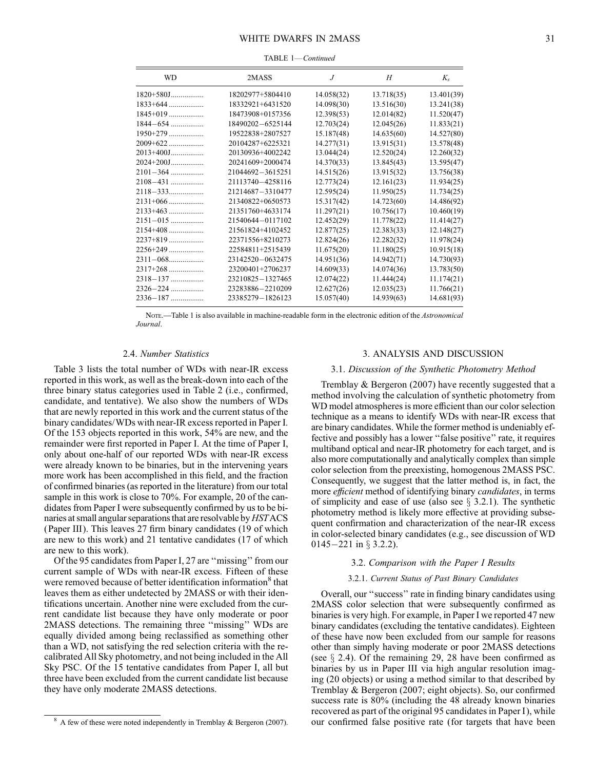TABLE 1—*Continued*

| WD | 2MASS | $J$ | $H$ | $K_s$ |
|---|---|---|---|---|
| 1820+580J................. | 18202977+5804410 | 14.058(32) | 13.718(35) | 13.401(39) |
| 1833+644 .................. | 18332921+6431520 | 14.098(30) | 13.516(30) | 13.241(38) |
| 1845+019 .................. | 18473908+0157356 | 12.398(53) | 12.014(82) | 11.520(47) |
| 1844−654 ................. | 18490202−6525144 | 12.703(24) | 12.045(26) | 11.833(21) |
| 1950+279 .................. | 19522838+2807527 | 15.187(48) | 14.635(60) | 14.527(80) |
| 2009+622 .................. | 20104287+6225321 | 14.277(31) | 13.915(31) | 13.578(48) |
| 2013+400J................. | 20130936+4002242 | 13.044(24) | 12.520(24) | 12.260(32) |
| 2024+200J................. | 20241609+2000474 | 14.370(33) | 13.845(43) | 13.595(47) |
| 2101−364 ................. | 21044692−3615251 | 14.515(26) | 13.915(32) | 13.756(38) |
| 2108−431 ................. | 21113740−4258116 | 12.773(24) | 12.161(23) | 11.934(25) |
| 2118−333.................. | 21214687−3310477 | 12.595(24) | 11.950(25) | 11.734(25) |
| 2131+066 .................. | 21340822+0650573 | 15.317(42) | 14.723(60) | 14.486(92) |
| 2133+463 .................. | 21351760+4633174 | 11.297(21) | 10.756(17) | 10.460(19) |
| 2151−015 ................. | 21540644−0117102 | 12.452(29) | 11.778(22) | 11.414(27) |
| 2154+408 .................. | 21561824+4102452 | 12.877(25) | 12.383(33) | 12.148(27) |
| 2237+819 .................. | 22371556+8210273 | 12.824(26) | 12.282(32) | 11.978(24) |
| 2256+249 .................. | 22584811+2515439 | 11.675(20) | 11.180(25) | 10.915(18) |
| 2311−068.................. | 23142520−0632475 | 14.951(36) | 14.942(71) | 14.730(93) |
| 2317+268 .................. | 23200401+2706237 | 14.609(33) | 14.074(36) | 13.783(50) |
| 2318−137 ................. | 23210825−1327465 | 12.074(22) | 11.444(24) | 11.174(21) |
| 2326−224 ................. | 23283886−2210209 | 12.627(26) | 12.035(23) | 11.766(21) |
| 2336−187 ................. | 23385279−1826123 | 15.057(40) | 14.939(63) | 14.681(93) |

Note.—Table 1 is also available in machine-readable form in the electronic edition of the *Astronomical Journal*.

### 2.4. *Number Statistics*

Table 3 lists the total number of WDs with near-IR excess reported in this work, as well as the break-down into each of the three binary status categories used in Table 2 (i.e., confirmed, candidate, and tentative). We also show the numbers of WDs that are newly reported in this work and the current status of the binary candidates/WDs with near-IR excess reported in Paper I. Of the 153 objects reported in this work, 54% are new, and the remainder were first reported in Paper I. At the time of Paper I, only about one-half of our reported WDs with near-IR excess were already known to be binaries, but in the intervening years more work has been accomplished in this field, and the fraction of confirmed binaries (as reported in the literature) from our total sample in this work is close to 70%. For example, 20 of the candidates from Paper I were subsequently confirmed by us to be binaries at small angular separations that are resolvable by *HST* ACS (Paper III). This leaves 27 firm binary candidates (19 of which are new to this work) and 21 tentative candidates (17 of which are new to this work).

Of the 95 candidates from Paper I, 27 are "missing" from our current sample of WDs with near-IR excess. Fifteen of these were removed because of better identification information[8] that leaves them as either undetected by 2MASS or with their identifications uncertain. Another nine were excluded from the current candidate list because they have only moderate or poor 2MASS detections. The remaining three "missing" WDs are equally divided among being reclassified as something other than a WD, not satisfying the red selection criteria with the recalibrated All Sky photometry, and not being included in the All Sky PSC. Of the 15 tentative candidates from Paper I, all but three have been excluded from the current candidate list because they have only moderate 2MASS detections.

[8] A few of these were noted independently in Tremblay & Bergeron (2007).

## 3. ANALYSIS AND DISCUSSION

### 3.1. *Discussion of the Synthetic Photometry Method*

Tremblay & Bergeron (2007) have recently suggested that a method involving the calculation of synthetic photometry from WD model atmospheres is more efficient than our color selection technique as a means to identify WDs with near-IR excess that are binary candidates. While the former method is undeniably effective and possibly has a lower "false positive" rate, it requires multiband optical and near-IR photometry for each target, and is also more computationally and analytically complex than simple color selection from the preexisting, homogenous 2MASS PSC. Consequently, we suggest that the latter method is, in fact, the more *efficient* method of identifying binary *candidates*, in terms of simplicity and ease of use (also see § 3.2.1). The synthetic photometry method is likely more effective at providing subsequent confirmation and characterization of the near-IR excess in color-selected binary candidates (e.g., see discussion of WD 0145−221 in § 3.2.2).

### 3.2. *Comparison with the Paper I Results*

#### 3.2.1. *Current Status of Past Binary Candidates*

Overall, our "success" rate in finding binary candidates using 2MASS color selection that were subsequently confirmed as binaries is very high. For example, in Paper I we reported 47 new binary candidates (excluding the tentative candidates). Eighteen of these have now been excluded from our sample for reasons other than simply having moderate or poor 2MASS detections (see § 2.4). Of the remaining 29, 28 have been confirmed as binaries by us in Paper III via high angular resolution imaging (20 objects) or using a method similar to that described by Tremblay & Bergeron (2007; eight objects). So, our confirmed success rate is 80% (including the 48 already known binaries recovered as part of the original 95 candidates in Paper I), while our confirmed false positive rate (for targets that have been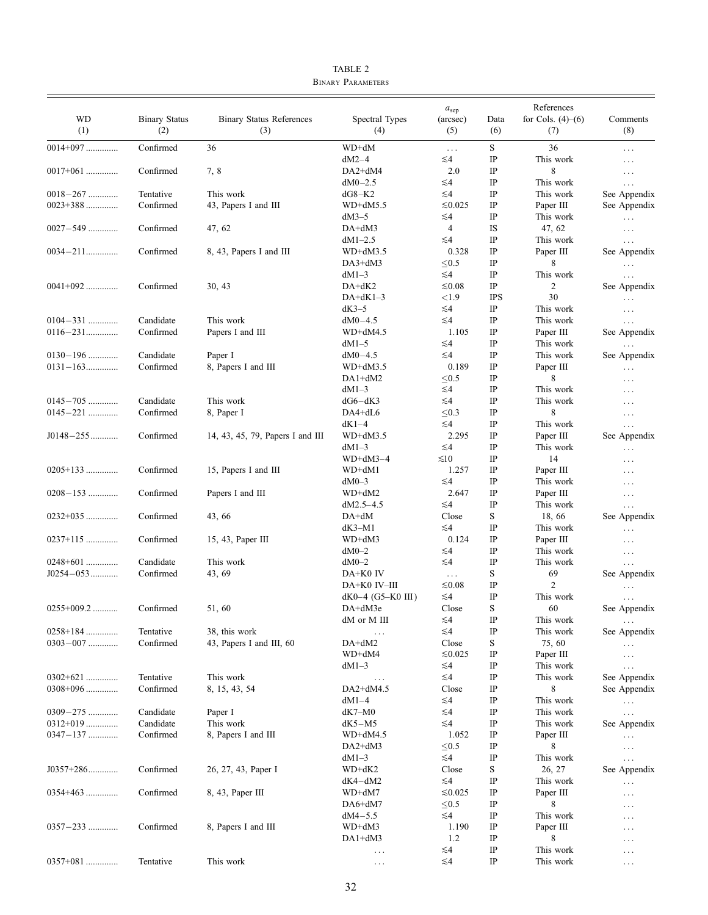TABLE 2

Binary Parameters

| WD (1) | Binary Status (2) | Binary Status References (3) | Spectral Types (4) | $a_{sep}$ (arcsec) (5) | Data (6) | References for Cols. (4)–(6) (7) | Comments (8) |
|---|---|---|---|---|---|---|---|
| 0014+097 | Confirmed | 36 | WD+dM | ... | S | 36 | ... |
| | | | dM2–4 | ≲4 | IP | This work | ... |
| 0017+061 | Confirmed | 7, 8 | DA2+dM4 | 2.0 | IP | 8 | ... |
| | | | dM0–2.5 | ≲4 | IP | This work | ... |
| 0018−267 | Tentative | This work | dG8–K2 | ≲4 | IP | This work | See Appendix |
| 0023+388 | Confirmed | 43, Papers I and III | WD+dM5.5 | ≲0.025 | IP | Paper III | See Appendix |
| | | | dM3–5 | ≲4 | IP | This work | ... |
| 0027−549 | Confirmed | 47, 62 | DA+dM3 | 4 | IS | 47, 62 | ... |
| | | | dM1–2.5 | ≲4 | IP | This work | ... |
| 0034−211 | Confirmed | 8, 43, Papers I and III | WD+dM3.5 | 0.328 | IP | Paper III | See Appendix |
| | | | DA3+dM3 | ≤0.5 | IP | 8 | ... |
| | | | dM1–3 | ≲4 | IP | This work | ... |
| 0041+092 | Confirmed | 30, 43 | DA+dK2 | ≲0.08 | IP | 2 | See Appendix |
| | | | DA+dK1–3 | <1.9 | IPS | 30 | ... |
| | | | dK3–5 | ≲4 | IP | This work | ... |
| 0104−331 | Candidate | This work | dM0–4.5 | ≲4 | IP | This work | ... |
| 0116−231 | Confirmed | Papers I and III | WD+dM4.5 | 1.105 | IP | Paper III | See Appendix |
| | | | dM1–5 | ≲4 | IP | This work | ... |
| 0130−196 | Candidate | Paper I | dM0–4.5 | ≲4 | IP | This work | See Appendix |
| 0131−163 | Confirmed | 8, Papers I and III | WD+dM3.5 | 0.189 | IP | Paper III | ... |
| | | | DA1+dM2 | ≤0.5 | IP | 8 | ... |
| | | | dM1–3 | ≲4 | IP | This work | ... |
| 0145−705 | Candidate | This work | dG6–dK3 | ≲4 | IP | This work | ... |
| 0145−221 | Confirmed | 8, Paper I | DA4+dL6 | ≤0.3 | IP | 8 | ... |
| | | | dK1–4 | ≲4 | IP | This work | ... |
| J0148−255 | Confirmed | 14, 43, 45, 79, Papers I and III | WD+dM3.5 | 2.295 | IP | Paper III | See Appendix |
| | | | dM1–3 | ≲4 | IP | This work | ... |
| | | | WD+dM3–4 | ≲10 | IP | 14 | ... |
| 0205+133 | Confirmed | 15, Papers I and III | WD+dM1 | 1.257 | IP | Paper III | ... |
| | | | dM0–3 | ≲4 | IP | This work | ... |
| 0208−153 | Confirmed | Papers I and III | WD+dM2 | 2.647 | IP | Paper III | ... |
| | | | dM2.5–4.5 | ≲4 | IP | This work | ... |
| 0232+035 | Confirmed | 43, 66 | DA+dM | Close | S | 18, 66 | See Appendix |
| | | | dK3–M1 | ≲4 | IP | This work | ... |
| 0237+115 | Confirmed | 15, 43, Paper III | WD+dM3 | 0.124 | IP | Paper III | ... |
| | | | dM0–2 | ≲4 | IP | This work | ... |
| 0248+601 | Candidate | This work | dM0–2 | ≲4 | IP | This work | ... |
| J0254−053 | Confirmed | 43, 69 | DA+K0 IV | ... | S | 69 | See Appendix |
| | | | DA+K0 IV–III | ≲0.08 | IP | 2 | ... |
| | | | dK0–4 (G5–K0 III) | ≲4 | IP | This work | ... |
| 0255+009.2 | Confirmed | 51, 60 | DA+dM3e | Close | S | 60 | See Appendix |
| | | | dM or M III | ≲4 | IP | This work | ... |
| 0258+184 | Tentative | 38, this work | ... | ≲4 | IP | This work | See Appendix |
| 0303−007 | Confirmed | 43, Papers I and III, 60 | DA+dM2 | Close | S | 75, 60 | ... |
| | | | WD+dM4 | ≲0.025 | IP | Paper III | ... |
| | | | dM1–3 | ≲4 | IP | This work | ... |
| 0302+621 | Tentative | This work | ... | ≲4 | IP | This work | See Appendix |
| 0308+096 | Confirmed | 8, 15, 43, 54 | DA2+dM4.5 | Close | IP | 8 | See Appendix |
| | | | dM1–4 | ≲4 | IP | This work | ... |
| 0309−275 | Candidate | Paper I | dK7–M0 | ≲4 | IP | This work | ... |
| 0312+019 | Candidate | This work | dK5–M5 | ≲4 | IP | This work | See Appendix |
| 0347−137 | Confirmed | 8, Papers I and III | WD+dM4.5 | 1.052 | IP | Paper III | ... |
| | | | DA2+dM3 | ≤0.5 | IP | 8 | ... |
| | | | dM1–3 | ≲4 | IP | This work | ... |
| J0357+286 | Confirmed | 26, 27, 43, Paper I | WD+dK2 | Close | S | 26, 27 | See Appendix |
| | | | dK4–dM2 | ≲4 | IP | This work | ... |
| 0354+463 | Confirmed | 8, 43, Paper III | WD+dM7 | ≲0.025 | IP | Paper III | ... |
| | | | DA6+dM7 | ≤0.5 | IP | 8 | ... |
| | | | dM4–5.5 | ≲4 | IP | This work | ... |
| 0357−233 | Confirmed | 8, Papers I and III | WD+dM3 | 1.190 | IP | Paper III | ... |
| | | | DA1+dM3 | 1.2 | IP | 8 | ... |
| | | | ... | ≲4 | IP | This work | ... |
| 0357+081 | Tentative | This work | ... | ≲4 | IP | This work | ... |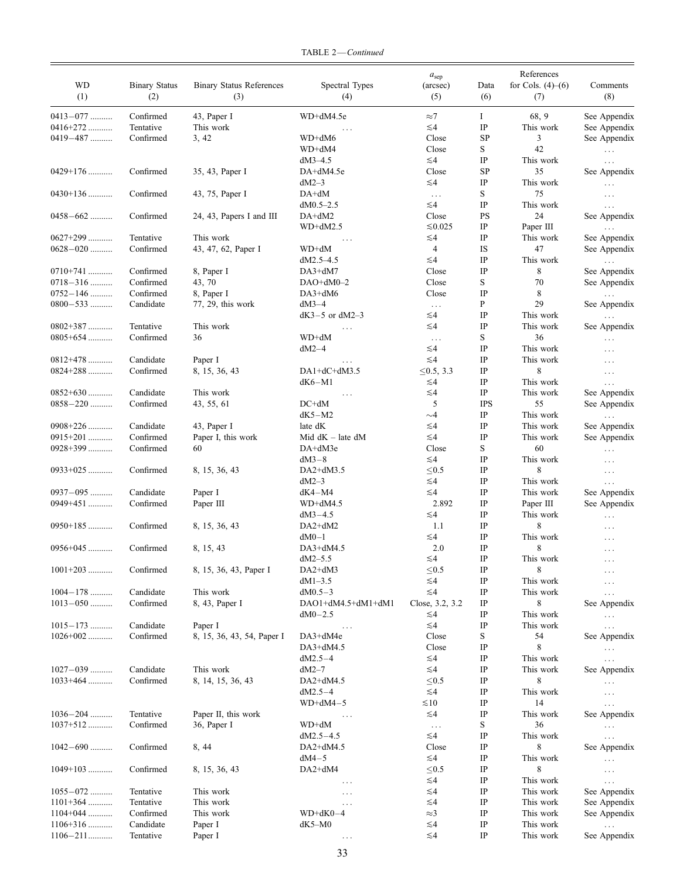TABLE 2—*Continued*

| WD (1) | Binary Status (2) | Binary Status References (3) | Spectral Types (4) | $a_{sep}$ (arcsec) (5) | Data (6) | References for Cols. (4)–(6) (7) | Comments (8) |
|---|---|---|---|---|---|---|---|
| 0413−077 .......... | Confirmed | 43, Paper I | WD+dM4.5e | ≈7 | I | 68, 9 | See Appendix |
| 0416+272 ........... | Tentative | This work | ... | ≤4 | IP | This work | See Appendix |
| 0419−487 .......... | Confirmed | 3, 42 | WD+dM6 | Close | SP | 3 | See Appendix |
| | | | WD+dM4 | Close | S | 42 | ... |
| | | | dM3–4.5 | ≤4 | IP | This work | ... |
| 0429+176 ........... | Confirmed | 35, 43, Paper I | DA+dM4.5e | Close | SP | 35 | See Appendix |
| | | | dM2–3 | ≤4 | IP | This work | ... |
| 0430+136 ........... | Confirmed | 43, 75, Paper I | DA+dM | ... | S | 75 | ... |
| | | | dM0.5–2.5 | ≤4 | IP | This work | ... |
| 0458−662 .......... | Confirmed | 24, 43, Papers I and III | DA+dM2 | Close | PS | 24 | See Appendix |
| | | | WD+dM2.5 | ≤0.025 | IP | Paper III | ... |
| 0627+299 ........... | Tentative | This work | ... | ≤4 | IP | This work | See Appendix |
| 0628−020 .......... | Confirmed | 43, 47, 62, Paper I | WD+dM | 4 | IS | 47 | See Appendix |
| | | | dM2.5–4.5 | ≤4 | IP | This work | ... |
| 0710+741 ........... | Confirmed | 8, Paper I | DA3+dM7 | Close | IP | 8 | See Appendix |
| 0718−316 .......... | Confirmed | 43, 70 | DAO+dM0–2 | Close | S | 70 | See Appendix |
| 0752−146 .......... | Confirmed | 8, Paper I | DA3+dM6 | Close | IP | 8 | ... |
| 0800−533 .......... | Candidate | 77, 29, this work | dM3–4 | ... | P | 29 | See Appendix |
| | | | dK3−5 or dM2–3 | ≤4 | IP | This work | ... |
| 0802+387 ........... | Tentative | This work | ... | ≤4 | IP | This work | See Appendix |
| 0805+654 ........... | Confirmed | 36 | WD+dM | ... | S | 36 | ... |
| | | | dM2–4 | ≤4 | IP | This work | ... |
| 0812+478 ........... | Candidate | Paper I | ... | ≤4 | IP | This work | ... |
| 0824+288 ........... | Confirmed | 8, 15, 36, 43 | DA1+dC+dM3.5 | ≤0.5, 3.3 | IP | 8 | ... |
| | | | dK6−M1 | ≤4 | IP | This work | ... |
| 0852+630 ........... | Candidate | This work | ... | ≤4 | IP | This work | See Appendix |
| 0858−220 .......... | Confirmed | 43, 55, 61 | DC+dM | 5 | IPS | 55 | See Appendix |
| | | | dK5−M2 | ∼4 | IP | This work | ... |
| 0908+226 ........... | Candidate | 43, Paper I | late dK | ≤4 | IP | This work | See Appendix |
| 0915+201 ........... | Confirmed | Paper I, this work | Mid dK – late dM | ≤4 | IP | This work | See Appendix |
| 0928+399 ........... | Confirmed | 60 | DA+dM3e | Close | S | 60 | ... |
| | | | dM3−8 | ≤4 | IP | This work | ... |
| 0933+025 ........... | Confirmed | 8, 15, 36, 43 | DA2+dM3.5 | ≤0.5 | IP | 8 | ... |
| | | | dM2–3 | ≤4 | IP | This work | ... |
| 0937−095 .......... | Candidate | Paper I | dK4−M4 | ≤4 | IP | This work | See Appendix |
| 0949+451 ........... | Confirmed | Paper III | WD+dM4.5 | 2.892 | IP | Paper III | See Appendix |
| | | | dM3−4.5 | ≤4 | IP | This work | ... |
| 0950+185 ........... | Confirmed | 8, 15, 36, 43 | DA2+dM2 | 1.1 | IP | 8 | ... |
| | | | dM0−1 | ≤4 | IP | This work | ... |
| 0956+045 ........... | Confirmed | 8, 15, 43 | DA3+dM4.5 | 2.0 | IP | 8 | ... |
| | | | dM2−5.5 | ≤4 | IP | This work | ... |
| 1001+203 ........... | Confirmed | 8, 15, 36, 43, Paper I | DA2+dM3 | ≤0.5 | IP | 8 | ... |
| | | | dM1−3.5 | ≤4 | IP | This work | ... |
| 1004−178 .......... | Candidate | This work | dM0.5−3 | ≤4 | IP | This work | ... |
| 1013−050 .......... | Confirmed | 8, 43, Paper I | DAO1+dM4.5+dM1+dM1 | Close, 3.2, 3.2 | IP | 8 | See Appendix |
| | | | dM0−2.5 | ≤4 | IP | This work | ... |
| 1015−173 .......... | Candidate | Paper I | ... | ≤4 | IP | This work | ... |
| 1026+002 ........... | Confirmed | 8, 15, 36, 43, 54, Paper I | DA3+dM4e | Close | S | 54 | See Appendix |
| | | | DA3+dM4.5 | Close | IP | 8 | ... |
| | | | dM2.5−4 | ≤4 | IP | This work | ... |
| 1027−039 .......... | Candidate | This work | dM2−7 | ≤4 | IP | This work | See Appendix |
| 1033+464 ........... | Confirmed | 8, 14, 15, 36, 43 | DA2+dM4.5 | ≤0.5 | IP | 8 | ... |
| | | | dM2.5−4 | ≤4 | IP | This work | ... |
| | | | WD+dM4−5 | ≤10 | IP | 14 | ... |
| 1036−204 .......... | Tentative | Paper II, this work | ... | ≤4 | IP | This work | See Appendix |
| 1037+512 ........... | Confirmed | 36, Paper I | WD+dM | ... | S | 36 | ... |
| | | | dM2.5−4.5 | ≤4 | IP | This work | ... |
| 1042−690 .......... | Confirmed | 8, 44 | DA2+dM4.5 | Close | IP | 8 | See Appendix |
| | | | dM4−5 | ≤4 | IP | This work | ... |
| 1049+103 ........... | Confirmed | 8, 15, 36, 43 | DA2+dM4 | ≤0.5 | IP | 8 | ... |
| | | | ... | ≤4 | IP | This work | ... |
| 1055−072 .......... | Tentative | This work | ... | ≤4 | IP | This work | See Appendix |
| 1101+364 ........... | Tentative | This work | ... | ≤4 | IP | This work | See Appendix |
| 1104+044 ........... | Confirmed | This work | WD+dK0−4 | ≈3 | IP | This work | See Appendix |
| 1106+316 ........... | Candidate | Paper I | dK5−M0 | ≤4 | IP | This work | ... |
| 1106−211........... | Tentative | Paper I | ... | ≤4 | IP | This work | See Appendix |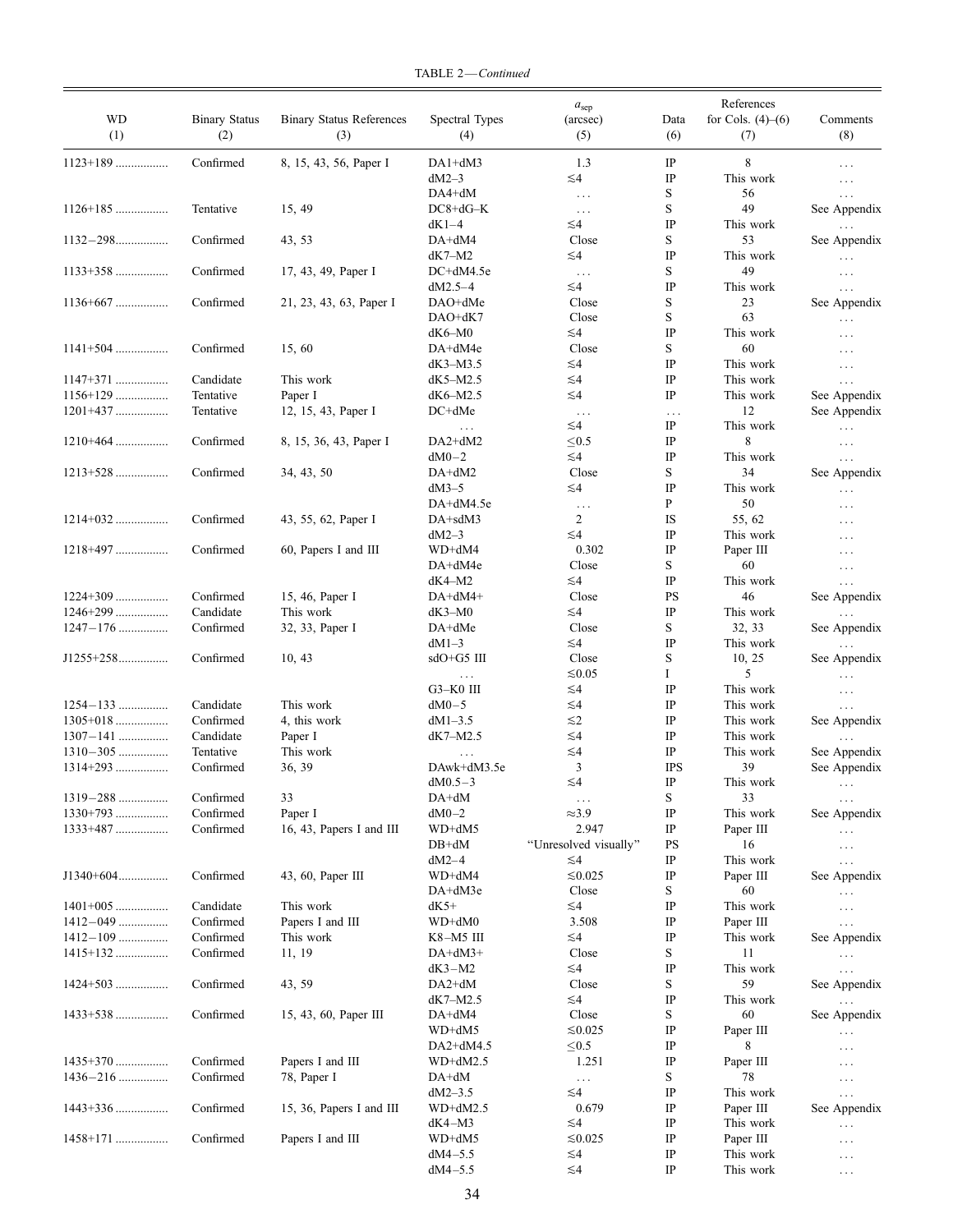TABLE 2—*Continued*

| WD (1) | Binary Status (2) | Binary Status References (3) | Spectral Types (4) | $a_{sep}$ (arcsec) (5) | Data (6) | References for Cols. (4)–(6) (7) | Comments (8) |
|---|---|---|---|---|---|---|---|
| 1123+189 | Confirmed | 8, 15, 43, 56, Paper I | DA1+dM3 | 1.3 | IP | 8 | ... |
| | | | dM2–3 | ≲4 | IP | This work | ... |
| | | | DA4+dM | ... | S | 56 | ... |
| 1126+185 | Tentative | 15, 49 | DC8+dG–K | ... | S | 49 | See Appendix |
| | | | dK1–4 | ≲4 | IP | This work | ... |
| 1132−298 | Confirmed | 43, 53 | DA+dM4 | Close | S | 53 | See Appendix |
| | | | dK7–M2 | ≲4 | IP | This work | ... |
| 1133+358 | Confirmed | 17, 43, 49, Paper I | DC+dM4.5e | ... | S | 49 | ... |
| | | | dM2.5–4 | ≲4 | IP | This work | ... |
| 1136+667 | Confirmed | 21, 23, 43, 63, Paper I | DAO+dMe | Close | S | 23 | See Appendix |
| | | | DAO+dK7 | Close | S | 63 | ... |
| | | | dK6–M0 | ≲4 | IP | This work | ... |
| 1141+504 | Confirmed | 15, 60 | DA+dM4e | Close | S | 60 | ... |
| | | | dK3–M3.5 | ≲4 | IP | This work | ... |
| 1147+371 | Candidate | This work | dK5–M2.5 | ≲4 | IP | This work | ... |
| 1156+129 | Tentative | Paper I | dK6–M2.5 | ≲4 | IP | This work | See Appendix |
| 1201+437 | Tentative | 12, 15, 43, Paper I | DC+dMe | ... | ... | 12 | See Appendix |
| | | | ... | ≲4 | IP | This work | ... |
| 1210+464 | Confirmed | 8, 15, 36, 43, Paper I | DA2+dM2 | ≲0.5 | IP | 8 | ... |
| | | | dM0−2 | ≲4 | IP | This work | ... |
| 1213+528 | Confirmed | 34, 43, 50 | DA+dM2 | Close | S | 34 | See Appendix |
| | | | dM3–5 | ≲4 | IP | This work | ... |
| | | | DA+dM4.5e | ... | P | 50 | ... |
| 1214+032 | Confirmed | 43, 55, 62, Paper I | DA+sdM3 | 2 | IS | 55, 62 | ... |
| | | | dM2–3 | ≲4 | IP | This work | ... |
| 1218+497 | Confirmed | 60, Papers I and III | WD+dM4 | 0.302 | IP | Paper III | ... |
| | | | DA+dM4e | Close | S | 60 | ... |
| | | | dK4–M2 | ≲4 | IP | This work | ... |
| 1224+309 | Confirmed | 15, 46, Paper I | DA+dM4+ | Close | PS | 46 | See Appendix |
| 1246+299 | Candidate | This work | dK3–M0 | ≲4 | IP | This work | ... |
| 1247−176 | Confirmed | 32, 33, Paper I | DA+dMe | Close | S | 32, 33 | See Appendix |
| | | | dM1–3 | ≲4 | IP | This work | ... |
| J1255+258 | Confirmed | 10, 43 | sdO+G5 III | Close | S | 10, 25 | See Appendix |
| | | | ... | ≲0.05 | I | 5 | ... |
| | | | G3–K0 III | ≲4 | IP | This work | ... |
| 1254−133 | Candidate | This work | dM0–5 | ≲4 | IP | This work | ... |
| 1305+018 | Confirmed | 4, this work | dM1–3.5 | ≲2 | IP | This work | See Appendix |
| 1307−141 | Candidate | Paper I | dK7–M2.5 | ≲4 | IP | This work | ... |
| 1310−305 | Tentative | This work | ... | ≲4 | IP | This work | See Appendix |
| 1314+293 | Confirmed | 36, 39 | DAwk+dM3.5e | 3 | IPS | 39 | See Appendix |
| | | | dM0.5−3 | ≲4 | IP | This work | ... |
| 1319−288 | Confirmed | 33 | DA+dM | ... | S | 33 | ... |
| 1330+793 | Confirmed | Paper I | dM0−2 | ≈3.9 | IP | This work | See Appendix |
| 1333+487 | Confirmed | 16, 43, Papers I and III | WD+dM5 | 2.947 | IP | Paper III | ... |
| | | | DB+dM | "Unresolved visually" | PS | 16 | ... |
| | | | dM2–4 | ≲4 | IP | This work | ... |
| J1340+604 | Confirmed | 43, 60, Paper III | WD+dM4 | ≲0.025 | IP | Paper III | See Appendix |
| | | | DA+dM3e | Close | S | 60 | ... |
| 1401+005 | Candidate | This work | dK5+ | ≲4 | IP | This work | ... |
| 1412−049 | Confirmed | Papers I and III | WD+dM0 | 3.508 | IP | Paper III | ... |
| 1412−109 | Confirmed | This work | K8–M5 III | ≲4 | IP | This work | See Appendix |
| 1415+132 | Confirmed | 11, 19 | DA+dM3+ | Close | S | 11 | ... |
| | | | dK3−M2 | ≲4 | IP | This work | ... |
| 1424+503 | Confirmed | 43, 59 | DA2+dM | Close | S | 59 | See Appendix |
| | | | dK7–M2.5 | ≲4 | IP | This work | ... |
| 1433+538 | Confirmed | 15, 43, 60, Paper III | DA+dM4 | Close | S | 60 | See Appendix |
| | | | WD+dM5 | ≲0.025 | IP | Paper III | ... |
| | | | DA2+dM4.5 | ≲0.5 | IP | 8 | ... |
| 1435+370 | Confirmed | Papers I and III | WD+dM2.5 | 1.251 | IP | Paper III | ... |
| 1436−216 | Confirmed | 78, Paper I | DA+dM | ... | S | 78 | ... |
| | | | dM2–3.5 | ≲4 | IP | This work | ... |
| 1443+336 | Confirmed | 15, 36, Papers I and III | WD+dM2.5 | 0.679 | IP | Paper III | See Appendix |
| | | | dK4–M3 | ≲4 | IP | This work | ... |
| 1458+171 | Confirmed | Papers I and III | WD+dM5 | ≲0.025 | IP | Paper III | ... |
| | | | dM4–5.5 | ≲4 | IP | This work | ... |
| | | | dM4–5.5 | ≲4 | IP | This work | ... |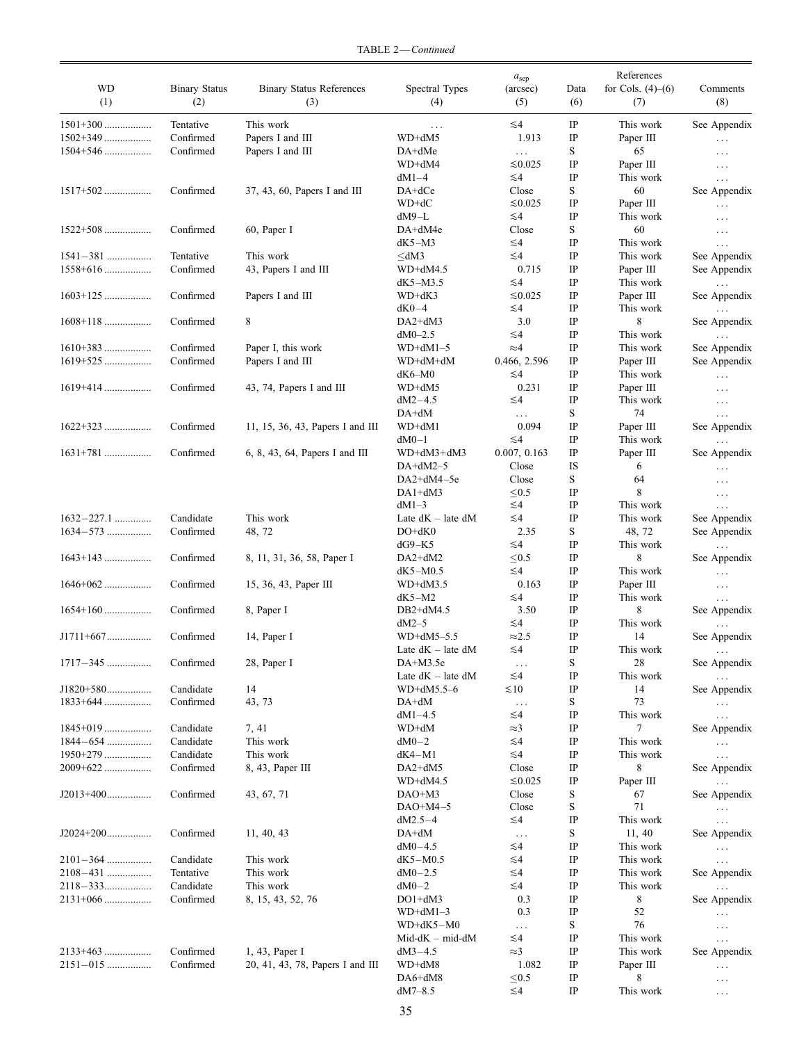TABLE 2—*Continued*

| WD (1) | Binary Status (2) | Binary Status References (3) | Spectral Types (4) | $a_{sep}$ (arcsec) (5) | Data (6) | References for Cols. (4)–(6) (7) | Comments (8) |
|---|---|---|---|---|---|---|---|
| 1501+300 .................. | Tentative | This work | . . . | ≲4 | IP | This work | See Appendix |
| 1502+349 .................. | Confirmed | Papers I and III | WD+dM5 | 1.913 | IP | Paper III | . . . |
| 1504+546 .................. | Confirmed | Papers I and III | DA+dMe | . . . | S | 65 | . . . |
| | | | WD+dM4 | ≲0.025 | IP | Paper III | . . . |
| | | | dM1–4 | ≲4 | IP | This work | . . . |
| 1517+502 .................. | Confirmed | 37, 43, 60, Papers I and III | DA+dCe | Close | S | 60 | See Appendix |
| | | | WD+dC | ≲0.025 | IP | Paper III | . . . |
| | | | dM9–L | ≲4 | IP | This work | . . . |
| 1522+508 .................. | Confirmed | 60, Paper I | DA+dM4e | Close | S | 60 | . . . |
| | | | dK5–M3 | ≲4 | IP | This work | . . . |
| 1541−381 ................. | Tentative | This work | ≤dM3 | ≲4 | IP | This work | See Appendix |
| 1558+616 .................. | Confirmed | 43, Papers I and III | WD+dM4.5 | 0.715 | IP | Paper III | See Appendix |
| | | | dK5–M3.5 | ≲4 | IP | This work | . . . |
| 1603+125 .................. | Confirmed | Papers I and III | WD+dK3 | ≲0.025 | IP | Paper III | See Appendix |
| | | | dK0–4 | ≲4 | IP | This work | . . . |
| 1608+118 .................. | Confirmed | 8 | DA2+dM3 | 3.0 | IP | 8 | See Appendix |
| | | | dM0–2.5 | ≲4 | IP | This work | . . . |
| 1610+383 .................. | Confirmed | Paper I, this work | WD+dM1–5 | ≈4 | IP | This work | See Appendix |
| 1619+525 .................. | Confirmed | Papers I and III | WD+dM+dM | 0.466, 2.596 | IP | Paper III | See Appendix |
| | | | dK6–M0 | ≲4 | IP | This work | . . . |
| 1619+414 .................. | Confirmed | 43, 74, Papers I and III | WD+dM5 | 0.231 | IP | Paper III | . . . |
| | | | dM2–4.5 | ≲4 | IP | This work | . . . |
| | | | DA+dM | . . . | S | 74 | . . . |
| 1622+323 .................. | Confirmed | 11, 15, 36, 43, Papers I and III | WD+dM1 | 0.094 | IP | Paper III | See Appendix |
| | | | dM0–1 | ≲4 | IP | This work | . . . |
| 1631+781 .................. | Confirmed | 6, 8, 43, 64, Papers I and III | WD+dM3+dM3 | 0.007, 0.163 | IP | Paper III | See Appendix |
| | | | DA+dM2–5 | Close | IS | 6 | . . . |
| | | | DA2+dM4–5e | Close | S | 64 | . . . |
| | | | DA1+dM3 | ≤0.5 | IP | 8 | . . . |
| | | | dM1–3 | ≲4 | IP | This work | . . . |
| 1632−227.1 ............. | Candidate | This work | Late dK – late dM | ≲4 | IP | This work | See Appendix |
| 1634−573 ................. | Confirmed | 48, 72 | DO+dK0 | 2.35 | S | 48, 72 | See Appendix |
| | | | dG9–K5 | ≲4 | IP | This work | . . . |
| 1643+143 .................. | Confirmed | 8, 11, 31, 36, 58, Paper I | DA2+dM2 | ≤0.5 | IP | 8 | See Appendix |
| | | | dK5–M0.5 | ≲4 | IP | This work | . . . |
| 1646+062 .................. | Confirmed | 15, 36, 43, Paper III | WD+dM3.5 | 0.163 | IP | Paper III | . . . |
| | | | dK5–M2 | ≲4 | IP | This work | . . . |
| 1654+160 .................. | Confirmed | 8, Paper I | DB2+dM4.5 | 3.50 | IP | 8 | See Appendix |
| | | | dM2–5 | ≲4 | IP | This work | . . . |
| J1711+667................. | Confirmed | 14, Paper I | WD+dM5–5.5 | ≈2.5 | IP | 14 | See Appendix |
| | | | Late dK – late dM | ≲4 | IP | This work | . . . |
| 1717−345 ................. | Confirmed | 28, Paper I | DA+M3.5e | . . . | S | 28 | See Appendix |
| | | | Late dK – late dM | ≲4 | IP | This work | . . . |
| J1820+580................. | Candidate | 14 | WD+dM5.5–6 | ≲10 | IP | 14 | See Appendix |
| 1833+644 .................. | Confirmed | 43, 73 | DA+dM | . . . | S | 73 | . . . |
| | | | dM1–4.5 | ≲4 | IP | This work | . . . |
| 1845+019 .................. | Candidate | 7, 41 | WD+dM | ≈3 | IP | 7 | See Appendix |
| 1844−654 ................. | Candidate | This work | dM0–2 | ≲4 | IP | This work | . . . |
| 1950+279 .................. | Candidate | This work | dK4–M1 | ≲4 | IP | This work | . . . |
| 2009+622 .................. | Confirmed | 8, 43, Paper III | DA2+dM5 | Close | IP | 8 | See Appendix |
| | | | WD+dM4.5 | ≲0.025 | IP | Paper III | . . . |
| J2013+400................. | Confirmed | 43, 67, 71 | DAO+M3 | Close | S | 67 | See Appendix |
| | | | DAO+M4–5 | Close | S | 71 | . . . |
| | | | dM2.5–4 | ≲4 | IP | This work | . . . |
| J2024+200................. | Confirmed | 11, 40, 43 | DA+dM | . . . | S | 11, 40 | See Appendix |
| | | | dM0–4.5 | ≲4 | IP | This work | . . . |
| 2101−364 ................. | Candidate | This work | dK5–M0.5 | ≲4 | IP | This work | . . . |
| 2108−431 ................. | Tentative | This work | dM0–2.5 | ≲4 | IP | This work | See Appendix |
| 2118−333.................. | Candidate | This work | dM0–2 | ≲4 | IP | This work | . . . |
| 2131+066 .................. | Confirmed | 8, 15, 43, 52, 76 | DO1+dM3 | 0.3 | IP | 8 | See Appendix |
| | | | WD+dM1–3 | 0.3 | IP | 52 | . . . |
| | | | WD+dK5–M0 | . . . | S | 76 | . . . |
| | | | Mid-dK – mid-dM | ≲4 | IP | This work | . . . |
| 2133+463 .................. | Confirmed | 1, 43, Paper I | dM3–4.5 | ≈3 | IP | This work | See Appendix |
| 2151−015 ................. | Confirmed | 20, 41, 43, 78, Papers I and III | WD+dM8 | 1.082 | IP | Paper III | . . . |
| | | | DA6+dM8 | ≤0.5 | IP | 8 | . . . |
| | | | dM7–8.5 | ≲4 | IP | This work | . . . |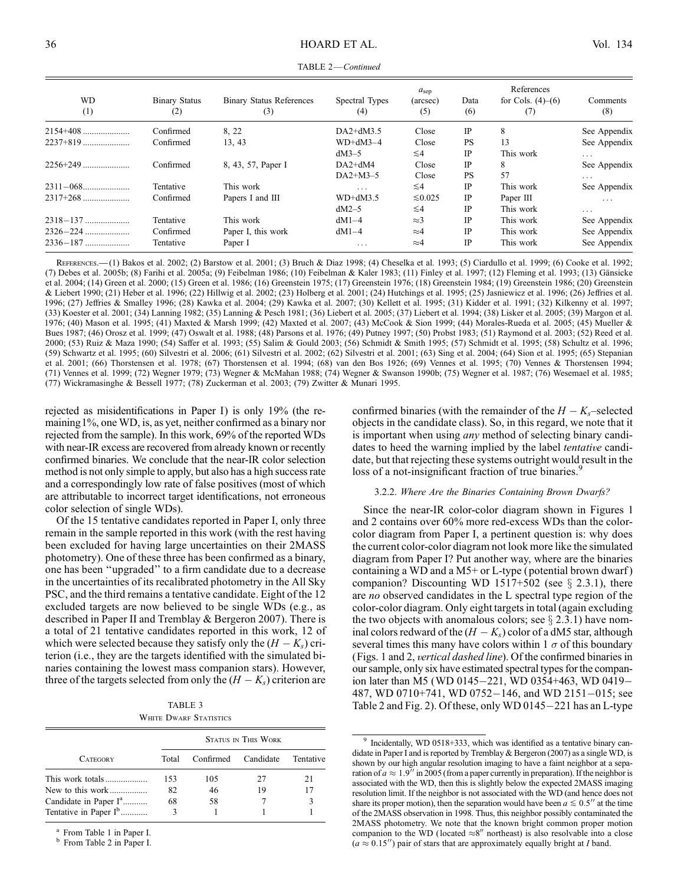TABLE 2—*Continued*

| WD (1) | Binary Status (2) | Binary Status References (3) | Spectral Types (4) | $a_{sep}$ (arcsec) (5) | Data (6) | References for Cols. (4)–(6) (7) | Comments (8) |
|---|---|---|---|---|---|---|---|
| 2154+408 | Confirmed | 8, 22 | DA2+dM3.5 | Close | IP | 8 | See Appendix |
| 2237+819 | Confirmed | 13, 43 | WD+dM3–4 | Close | PS | 13 | See Appendix |
| | | | dM3–5 | $\lesssim$4 | IP | This work | ... |
| 2256+249 | Confirmed | 8, 43, 57, Paper I | DA2+dM4 | Close | IP | 8 | See Appendix |
| | | | DA2+M3–5 | Close | PS | 57 | ... |
| 2311−068 | Tentative | This work | ... | $\lesssim$4 | IP | This work | See Appendix |
| 2317+268 | Confirmed | Papers I and III | WD+dM3.5 | $\lesssim$0.025 | IP | Paper III | ... |
| | | | dM2–5 | $\lesssim$4 | IP | This work | ... |
| 2318−137 | Tentative | This work | dM1–4 | $\approx$3 | IP | This work | See Appendix |
| 2326−224 | Confirmed | Paper I, this work | dM1–4 | $\approx$4 | IP | This work | See Appendix |
| 2336−187 | Tentative | Paper I | ... | $\approx$4 | IP | This work | See Appendix |

References.— (1) Bakos et al. 2002; (2) Barstow et al. 2001; (3) Bruch & Diaz 1998; (4) Cheselka et al. 1993; (5) Ciardullo et al. 1999; (6) Cooke et al. 1992; (7) Debes et al. 2005b; (8) Farihi et al. 2005a; (9) Feibelman 1986; (10) Feibelman & Kaler 1983; (11) Finley et al. 1997; (12) Fleming et al. 1993; (13) Gänsicke et al. 2004; (14) Green et al. 2000; (15) Green et al. 1986; (16) Greenstein 1975; (17) Greenstein 1976; (18) Greenstein 1984; (19) Greenstein 1986; (20) Greenstein & Liebert 1990; (21) Heber et al. 1996; (22) Hillwig et al. 2002; (23) Holberg et al. 2001; (24) Hutchings et al. 1995; (25) Jasniewicz et al. 1996; (26) Jeffries et al. 1996; (27) Jeffries & Smalley 1996; (28) Kawka et al. 2004; (29) Kawka et al. 2007; (30) Kellett et al. 1995; (31) Kidder et al. 1991; (32) Kilkenny et al. 1997; (33) Koester et al. 2001; (34) Lanning 1982; (35) Lanning & Pesch 1981; (36) Liebert et al. 2005; (37) Liebert et al. 1994; (38) Lisker et al. 2005; (39) Margon et al. 1976; (40) Mason et al. 1995; (41) Maxted & Marsh 1999; (42) Maxted et al. 2007; (43) McCook & Sion 1999; (44) Morales-Rueda et al. 2005; (45) Mueller & Bues 1987; (46) Orosz et al. 1999; (47) Oswalt et al. 1988; (48) Parsons et al. 1976; (49) Putney 1997; (50) Probst 1983; (51) Raymond et al. 2003; (52) Reed et al. 2000; (53) Ruiz & Maza 1990; (54) Saffer et al. 1993; (55) Salim & Gould 2003; (56) Schmidt & Smith 1995; (57) Schmidt et al. 1995; (58) Schultz et al. 1996; (59) Schwartz et al. 1995; (60) Silvestri et al. 2006; (61) Silvestri et al. 2002; (62) Silvestri et al. 2001; (63) Sing et al. 2004; (64) Sion et al. 1995; (65) Stepanian et al. 2001; (66) Thorstensen et al. 1978; (67) Thorstensen et al. 1994; (68) van den Bos 1926; (69) Vennes et al. 1995; (70) Vennes & Thorstensen 1994; (71) Vennes et al. 1999; (72) Wegner 1979; (73) Wegner & McMahan 1988; (74) Wegner & Swanson 1990b; (75) Wegner et al. 1987; (76) Wesemael et al. 1985; (77) Wickramasinghe & Bessell 1977; (78) Zuckerman et al. 2003; (79) Zwitter & Munari 1995.

rejected as misidentifications in Paper I) is only 19% (the remaining 1%, one WD, is, as yet, neither confirmed as a binary nor rejected from the sample). In this work, 69% of the reported WDs with near-IR excess are recovered from already known or recently confirmed binaries. We conclude that the near-IR color selection method is not only simple to apply, but also has a high success rate and a correspondingly low rate of false positives (most of which are attributable to incorrect target identifications, not erroneous color selection of single WDs).

Of the 15 tentative candidates reported in Paper I, only three remain in the sample reported in this work (with the rest having been excluded for having large uncertainties on their 2MASS photometry). One of these three has been confirmed as a binary, one has been "upgraded" to a firm candidate due to a decrease in the uncertainties of its recalibrated photometry in the All Sky PSC, and the third remains a tentative candidate. Eight of the 12 excluded targets are now believed to be single WDs (e.g., as described in Paper II and Tremblay & Bergeron 2007). There is a total of 21 tentative candidates reported in this work, 12 of which were selected because they satisfy only the $(H - K_s)$ criterion (i.e., they are the targets identified with the simulated binaries containing the lowest mass companion stars). However, three of the targets selected from only the $(H - K_s)$ criterion are

TABLE 3
White Dwarf Statistics

| Category | Total | Confirmed | Candidate | Tentative |
|---|---|---|---|---|
| | Status in This Work | | | |
| This work totals | 153 | 105 | 27 | 21 |
| New to this work | 82 | 46 | 19 | 17 |
| Candidate in Paper I[a] | 68 | 58 | 7 | 3 |
| Tentative in Paper I[b] | 3 | 1 | 1 | 1 |

[a] From Table 1 in Paper I.
[b] From Table 2 in Paper I.

confirmed binaries (with the remainder of the $H - K_s$–selected objects in the candidate class). So, in this regard, we note that it is important when using *any* method of selecting binary candidates to heed the warning implied by the label *tentative* candidate, but that rejecting these systems outright would result in the loss of a not-insignificant fraction of true binaries.[9]

#### 3.2.2. *Where Are the Binaries Containing Brown Dwarfs?*

Since the near-IR color-color diagram shown in Figures 1 and 2 contains over 60% more red-excess WDs than the color-color diagram from Paper I, a pertinent question is: why does the current color-color diagram not look more like the simulated diagram from Paper I? Put another way, where are the binaries containing a WD and a M5+ or L-type (potential brown dwarf) companion? Discounting WD 1517+502 (see § 2.3.1), there are *no* observed candidates in the L spectral type region of the color-color diagram. Only eight targets in total (again excluding the two objects with anomalous colors; see § 2.3.1) have nominal colors redward of the $(H - K_s)$ color of a dM5 star, although several times this many have colors within 1 $\sigma$ of this boundary (Figs. 1 and 2, *vertical dashed line*). Of the confirmed binaries in our sample, only six have estimated spectral types for the companion later than M5 (WD 0145−221, WD 0354+463, WD 0419−487, WD 0710+741, WD 0752−146, and WD 2151−015; see Table 2 and Fig. 2). Of these, only WD 0145−221 has an L-type

[9] Incidentally, WD 0518+333, which was identified as a tentative binary candidate in Paper I and is reported by Tremblay & Bergeron (2007) as a single WD, is shown by our high angular resolution imaging to have a faint neighbor at a separation of $a \approx 1.9''$ in 2005 (from a paper currently in preparation). If the neighbor is associated with the WD, then this is slightly below the expected 2MASS imaging resolution limit. If the neighbor is not associated with the WD (and hence does not share its proper motion), then the separation would have been $a \lesssim 0.5''$ at the time of the 2MASS observation in 1998. Thus, this neighbor possibly contaminated the 2MASS photometry. We note that the known bright common proper motion companion to the WD (located $\approx 8''$ northeast) is also resolvable into a close ($a \approx 0.15''$) pair of stars that are approximately equally bright at *I* band.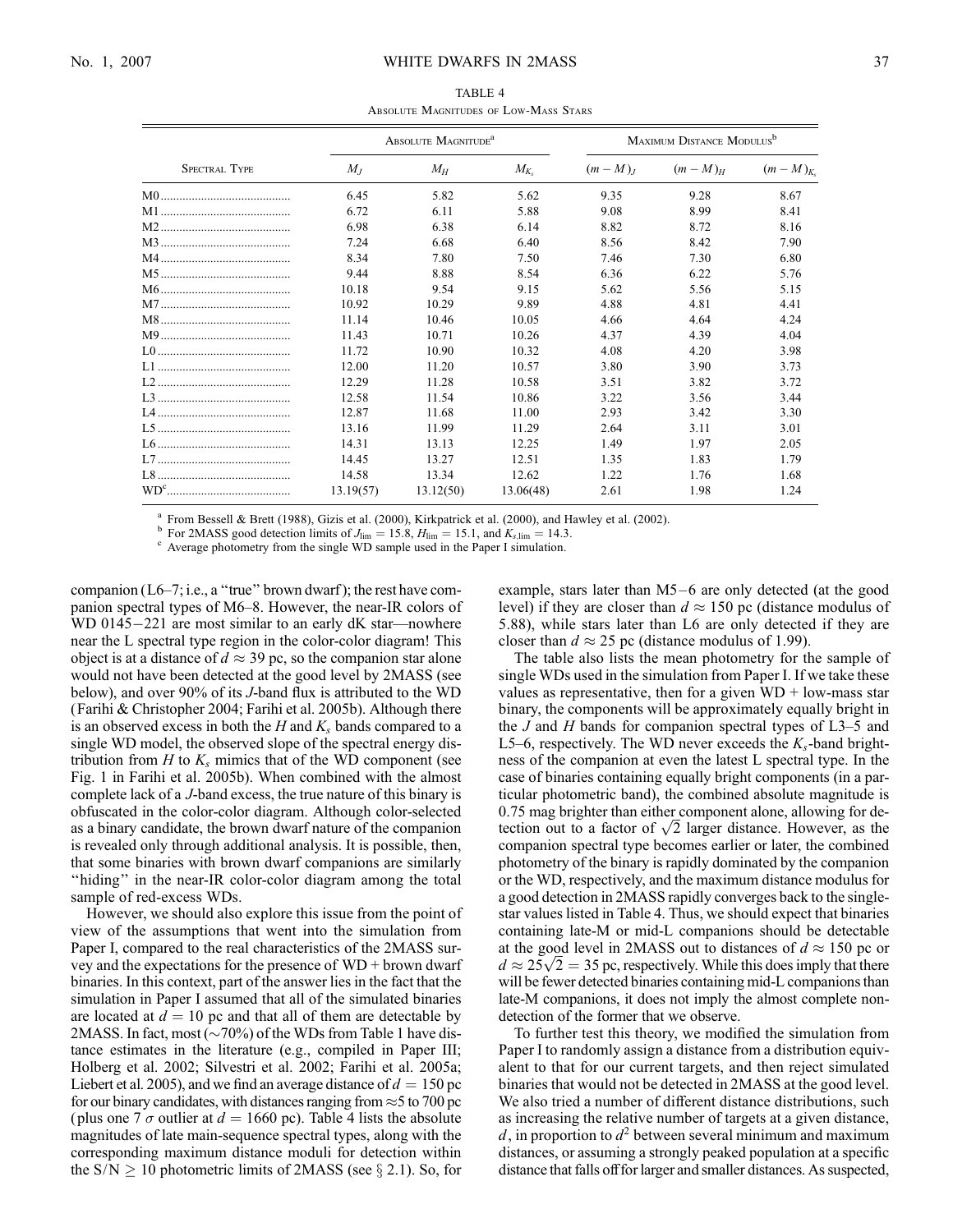TABLE 4

Absolute Magnitudes of Low-Mass Stars

| Spectral Type | Absolute Magnitude[a] | | | Maximum Distance Modulus[b] | | |
|---|---|---|---|---|---|---|
| | $M_J$ | $M_H$ | $M_{K_s}$ | $(m-M)_J$ | $(m-M)_H$ | $(m-M)_{K_s}$ |
| M0 | 6.45 | 5.82 | 5.62 | 9.35 | 9.28 | 8.67 |
| M1 | 6.72 | 6.11 | 5.88 | 9.08 | 8.99 | 8.41 |
| M2 | 6.98 | 6.38 | 6.14 | 8.82 | 8.72 | 8.16 |
| M3 | 7.24 | 6.68 | 6.40 | 8.56 | 8.42 | 7.90 |
| M4 | 8.34 | 7.80 | 7.50 | 7.46 | 7.30 | 6.80 |
| M5 | 9.44 | 8.88 | 8.54 | 6.36 | 6.22 | 5.76 |
| M6 | 10.18 | 9.54 | 9.15 | 5.62 | 5.56 | 5.15 |
| M7 | 10.92 | 10.29 | 9.89 | 4.88 | 4.81 | 4.41 |
| M8 | 11.14 | 10.46 | 10.05 | 4.66 | 4.64 | 4.24 |
| M9 | 11.43 | 10.71 | 10.26 | 4.37 | 4.39 | 4.04 |
| L0 | 11.72 | 10.90 | 10.32 | 4.08 | 4.20 | 3.98 |
| L1 | 12.00 | 11.20 | 10.57 | 3.80 | 3.90 | 3.73 |
| L2 | 12.29 | 11.28 | 10.58 | 3.51 | 3.82 | 3.72 |
| L3 | 12.58 | 11.54 | 10.86 | 3.22 | 3.56 | 3.44 |
| L4 | 12.87 | 11.68 | 11.00 | 2.93 | 3.42 | 3.30 |
| L5 | 13.16 | 11.99 | 11.29 | 2.64 | 3.11 | 3.01 |
| L6 | 14.31 | 13.13 | 12.25 | 1.49 | 1.97 | 2.05 |
| L7 | 14.45 | 13.27 | 12.51 | 1.35 | 1.83 | 1.79 |
| L8 | 14.58 | 13.34 | 12.62 | 1.22 | 1.76 | 1.68 |
| WD[c] | 13.19(57) | 13.12(50) | 13.06(48) | 2.61 | 1.98 | 1.24 |

[a] From Bessell & Brett (1988), Gizis et al. (2000), Kirkpatrick et al. (2000), and Hawley et al. (2002).

[b] For 2MASS good detection limits of $J_{\rm lim} = 15.8$, $H_{\rm lim} = 15.1$, and $K_{s,\rm lim} = 14.3$.

[c] Average photometry from the single WD sample used in the Paper I simulation.

companion (L6–7; i.e., a "true" brown dwarf); the rest have companion spectral types of M6–8. However, the near-IR colors of WD 0145−221 are most similar to an early dK star—nowhere near the L spectral type region in the color-color diagram! This object is at a distance of $d \approx 39$ pc, so the companion star alone would not have been detected at the good level by 2MASS (see below), and over 90% of its $J$-band flux is attributed to the WD (Farihi & Christopher 2004; Farihi et al. 2005b). Although there is an observed excess in both the $H$ and $K_s$ bands compared to a single WD model, the observed slope of the spectral energy distribution from $H$ to $K_s$ mimics that of the WD component (see Fig. 1 in Farihi et al. 2005b). When combined with the almost complete lack of a $J$-band excess, the true nature of this binary is obfuscated in the color-color diagram. Although color-selected as a binary candidate, the brown dwarf nature of the companion is revealed only through additional analysis. It is possible, then, that some binaries with brown dwarf companions are similarly "hiding" in the near-IR color-color diagram among the total sample of red-excess WDs.

However, we should also explore this issue from the point of view of the assumptions that went into the simulation from Paper I, compared to the real characteristics of the 2MASS survey and the expectations for the presence of WD + brown dwarf binaries. In this context, part of the answer lies in the fact that the simulation in Paper I assumed that all of the simulated binaries are located at $d = 10$ pc and that all of them are detectable by 2MASS. In fact, most (~70%) of the WDs from Table 1 have distance estimates in the literature (e.g., compiled in Paper III; Holberg et al. 2002; Silvestri et al. 2002; Farihi et al. 2005a; Liebert et al. 2005), and we find an average distance of $d = 150$ pc for our binary candidates, with distances ranging from ≈5 to 700 pc (plus one 7 $\sigma$ outlier at $d = 1660$ pc). Table 4 lists the absolute magnitudes of late main-sequence spectral types, along with the corresponding maximum distance moduli for detection within the S/N ≥ 10 photometric limits of 2MASS (see § 2.1). So, for example, stars later than M5–6 are only detected (at the good level) if they are closer than $d \approx 150$ pc (distance modulus of 5.88), while stars later than L6 are only detected if they are closer than $d \approx 25$ pc (distance modulus of 1.99).

The table also lists the mean photometry for the sample of single WDs used in the simulation from Paper I. If we take these values as representative, then for a given WD + low-mass star binary, the components will be approximately equally bright in the $J$ and $H$ bands for companion spectral types of L3–5 and L5–6, respectively. The WD never exceeds the $K_s$-band brightness of the companion at even the latest L spectral type. In the case of binaries containing equally bright components (in a particular photometric band), the combined absolute magnitude is 0.75 mag brighter than either component alone, allowing for detection out to a factor of $\sqrt{2}$ larger distance. However, as the companion spectral type becomes earlier or later, the combined photometry of the binary is rapidly dominated by the companion or the WD, respectively, and the maximum distance modulus for a good detection in 2MASS rapidly converges back to the single-star values listed in Table 4. Thus, we should expect that binaries containing late-M or mid-L companions should be detectable at the good level in 2MASS out to distances of $d \approx 150$ pc or $d \approx 25\sqrt{2} = 35$ pc, respectively. While this does imply that there will be fewer detected binaries containing mid-L companions than late-M companions, it does not imply the almost complete nondetection of the former that we observe.

To further test this theory, we modified the simulation from Paper I to randomly assign a distance from a distribution equivalent to that for our current targets, and then reject simulated binaries that would not be detected in 2MASS at the good level. We also tried a number of different distance distributions, such as increasing the relative number of targets at a given distance, $d$, in proportion to $d^2$ between several minimum and maximum distances, or assuming a strongly peaked population at a specific distance that falls off for larger and smaller distances. As suspected,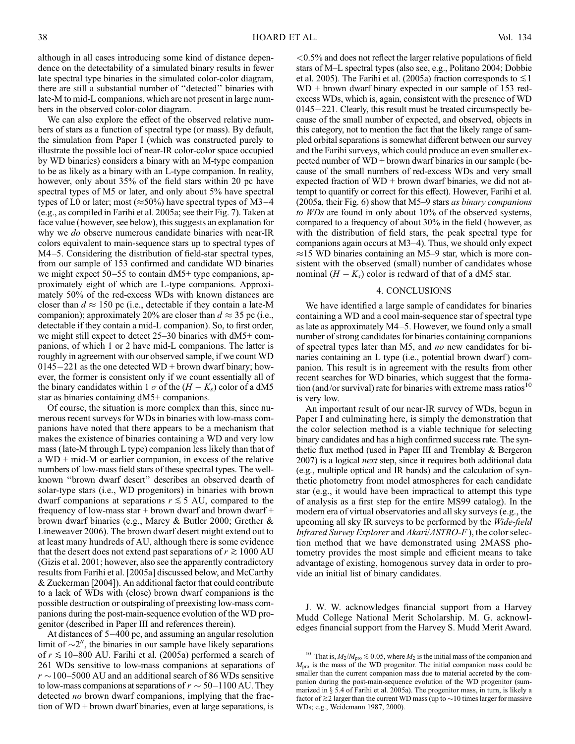although in all cases introducing some kind of distance dependence on the detectability of a simulated binary results in fewer late spectral type binaries in the simulated color-color diagram, there are still a substantial number of "detected" binaries with late-M to mid-L companions, which are not present in large numbers in the observed color-color diagram.

We can also explore the effect of the observed relative numbers of stars as a function of spectral type (or mass). By default, the simulation from Paper I (which was constructed purely to illustrate the possible loci of near-IR color-color space occupied by WD binaries) considers a binary with an M-type companion to be as likely as a binary with an L-type companion. In reality, however, only about 35% of the field stars within 20 pc have spectral types of M5 or later, and only about 5% have spectral types of L0 or later; most ($\approx$50%) have spectral types of M3–4 (e.g., as compiled in Farihi et al. 2005a; see their Fig. 7). Taken at face value (however, see below), this suggests an explanation for why we *do* observe numerous candidate binaries with near-IR colors equivalent to main-sequence stars up to spectral types of M4–5. Considering the distribution of field-star spectral types, from our sample of 153 confirmed and candidate WD binaries we might expect 50–55 to contain dM5+ type companions, approximately eight of which are L-type companions. Approximately 50% of the red-excess WDs with known distances are closer than $d \approx 150$ pc (i.e., detectable if they contain a late-M companion); approximately 20% are closer than $d \approx 35$ pc (i.e., detectable if they contain a mid-L companion). So, to first order, we might still expect to detect 25–30 binaries with dM5+ companions, of which 1 or 2 have mid-L companions. The latter is roughly in agreement with our observed sample, if we count WD 0145−221 as the one detected WD + brown dwarf binary; however, the former is consistent only if we count essentially all of the binary candidates within 1 $\sigma$ of the $(H - K_s)$ color of a dM5 star as binaries containing dM5+ companions.

Of course, the situation is more complex than this, since numerous recent surveys for WDs in binaries with low-mass companions have noted that there appears to be a mechanism that makes the existence of binaries containing a WD and very low mass (late-M through L type) companion less likely than that of a WD + mid-M or earlier companion, in excess of the relative numbers of low-mass field stars of these spectral types. The well-known "brown dwarf desert" describes an observed dearth of solar-type stars (i.e., WD progenitors) in binaries with brown dwarf companions at separations $r \lesssim 5$ AU, compared to the frequency of low-mass star + brown dwarf and brown dwarf + brown dwarf binaries (e.g., Marcy & Butler 2000; Grether & Lineweaver 2006). The brown dwarf desert might extend out to at least many hundreds of AU, although there is some evidence that the desert does not extend past separations of $r \gtrsim 1000$ AU (Gizis et al. 2001; however, also see the apparently contradictory results from Farihi et al. [2005a] discussed below, and McCarthy & Zuckerman [2004]). An additional factor that could contribute to a lack of WDs with (close) brown dwarf companions is the possible destruction or outspiraling of preexisting low-mass companions during the post-main-sequence evolution of the WD progenitor (described in Paper III and references therein).

At distances of 5–400 pc, and assuming an angular resolution limit of $\sim$2″, the binaries in our sample have likely separations of $r \lesssim 10$–800 AU. Farihi et al. (2005a) performed a search of 261 WDs sensitive to low-mass companions at separations of $r \sim 100$–5000 AU and an additional search of 86 WDs sensitive to low-mass companions at separations of $r \sim 50$–1100 AU. They detected *no* brown dwarf companions, implying that the fraction of WD + brown dwarf binaries, even at large separations, is <0.5% and does not reflect the larger relative populations of field stars of M–L spectral types (also see, e.g., Politano 2004; Dobbie et al. 2005). The Farihi et al. (2005a) fraction corresponds to $\lesssim 1$ WD + brown dwarf binary expected in our sample of 153 red-excess WDs, which is, again, consistent with the presence of WD 0145−221. Clearly, this result must be treated circumspectly because of the small number of expected, and observed, objects in this category, not to mention the fact that the likely range of sampled orbital separations is somewhat different between our survey and the Farihi surveys, which could produce an even smaller expected number of WD + brown dwarf binaries in our sample (because of the small numbers of red-excess WDs and very small expected fraction of WD + brown dwarf binaries, we did not attempt to quantify or correct for this effect). However, Farihi et al. (2005a, their Fig. 6) show that M5–9 stars *as binary companions to WDs* are found in only about 10% of the observed systems, compared to a frequency of about 30% in the field (however, as with the distribution of field stars, the peak spectral type for companions again occurs at M3–4). Thus, we should only expect $\approx$15 WD binaries containing an M5–9 star, which is more consistent with the observed (small) number of candidates whose nominal $(H - K_s)$ color is redward of that of a dM5 star.

## 4. CONCLUSIONS

We have identified a large sample of candidates for binaries containing a WD and a cool main-sequence star of spectral type as late as approximately M4–5. However, we found only a small number of strong candidates for binaries containing companions of spectral types later than M5, and *no* new candidates for binaries containing an L type (i.e., potential brown dwarf) companion. This result is in agreement with the results from other recent searches for WD binaries, which suggest that the formation (and/or survival) rate for binaries with extreme mass ratios[10] is very low.

An important result of our near-IR survey of WDs, begun in Paper I and culminating here, is simply the demonstration that the color selection method is a viable technique for selecting binary candidates and has a high confirmed success rate. The synthetic flux method (used in Paper III and Tremblay & Bergeron 2007) is a logical *next* step, since it requires both additional data (e.g., multiple optical and IR bands) and the calculation of synthetic photometry from model atmospheres for each candidate star (e.g., it would have been impractical to attempt this type of analysis as a first step for the entire MS99 catalog). In the modern era of virtual observatories and all sky surveys (e.g., the upcoming all sky IR surveys to be performed by the *Wide-field Infrared Survey Explorer* and *Akari*/*ASTRO-F*), the color selection method that we have demonstrated using 2MASS photometry provides the most simple and efficient means to take advantage of existing, homogenous survey data in order to provide an initial list of binary candidates.

J. W. W. acknowledges financial support from a Harvey Mudd College National Merit Scholarship. M. G. acknowledges financial support from the Harvey S. Mudd Merit Award.

---

[10] That is, $M_2/M_{\rm pro} \lesssim 0.05$, where $M_2$ is the initial mass of the companion and $M_{\rm pro}$ is the mass of the WD progenitor. The initial companion mass could be smaller than the current companion mass due to material accreted by the companion during the post-main-sequence evolution of the WD progenitor (summarized in § 5.4 of Farihi et al. 2005a). The progenitor mass, in turn, is likely a factor of $\gtrsim$2 larger than the current WD mass (up to $\sim$10 times larger for massive WDs; e.g., Weidemann 1987, 2000).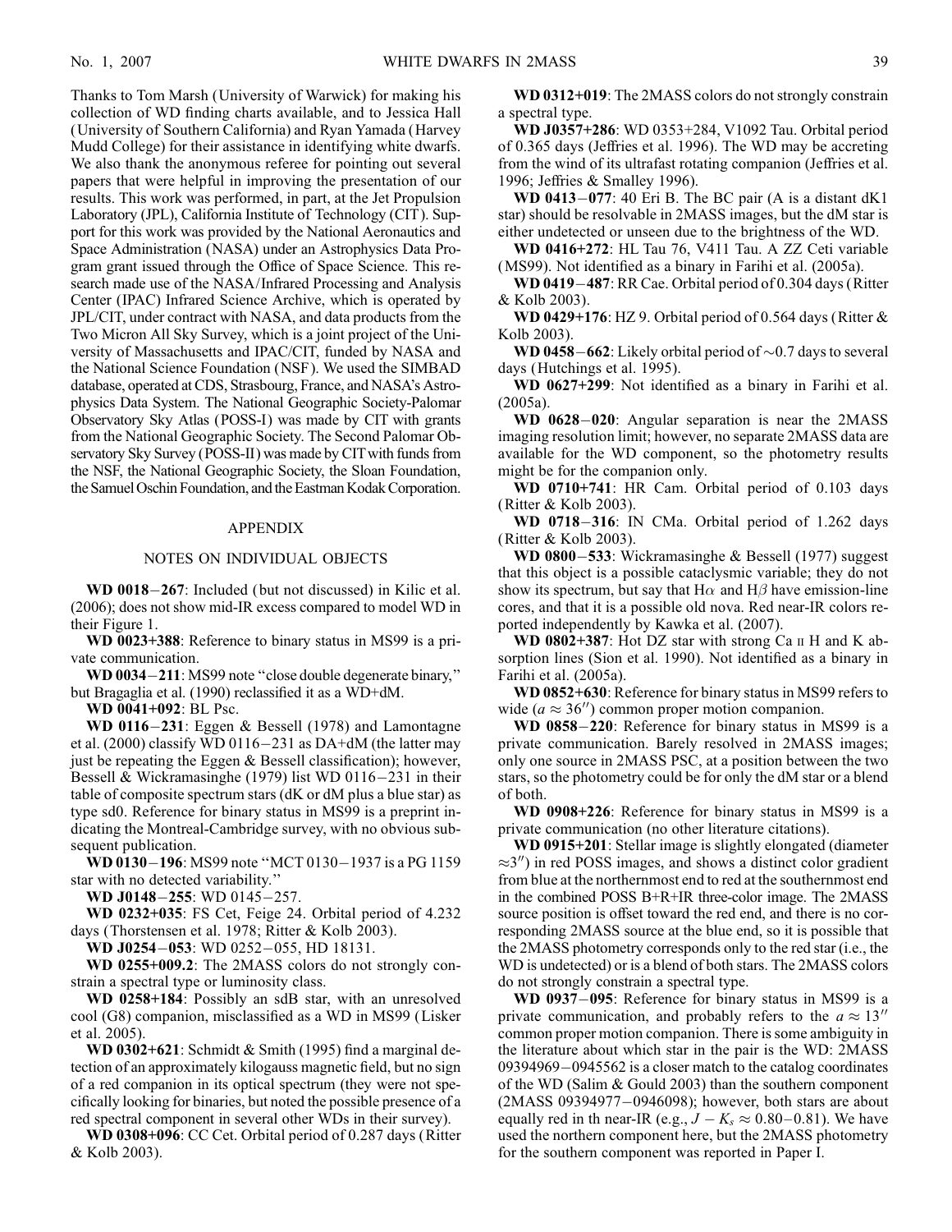Thanks to Tom Marsh (University of Warwick) for making his collection of WD finding charts available, and to Jessica Hall (University of Southern California) and Ryan Yamada (Harvey Mudd College) for their assistance in identifying white dwarfs. We also thank the anonymous referee for pointing out several papers that were helpful in improving the presentation of our results. This work was performed, in part, at the Jet Propulsion Laboratory (JPL), California Institute of Technology (CIT). Support for this work was provided by the National Aeronautics and Space Administration (NASA) under an Astrophysics Data Program grant issued through the Office of Space Science. This research made use of the NASA/Infrared Processing and Analysis Center (IPAC) Infrared Science Archive, which is operated by JPL/CIT, under contract with NASA, and data products from the Two Micron All Sky Survey, which is a joint project of the University of Massachusetts and IPAC/CIT, funded by NASA and the National Science Foundation (NSF). We used the SIMBAD database, operated at CDS, Strasbourg, France, and NASA's Astrophysics Data System. The National Geographic Society-Palomar Observatory Sky Atlas (POSS-I) was made by CIT with grants from the National Geographic Society. The Second Palomar Observatory Sky Survey (POSS-II) was made by CIT with funds from the NSF, the National Geographic Society, the Sloan Foundation, the Samuel Oschin Foundation, and the Eastman Kodak Corporation.

## APPENDIX

### NOTES ON INDIVIDUAL OBJECTS

**WD 0018−267**: Included (but not discussed) in Kilic et al. (2006); does not show mid-IR excess compared to model WD in their Figure 1.

**WD 0023+388**: Reference to binary status in MS99 is a private communication.

**WD 0034−211**: MS99 note "close double degenerate binary," but Bragaglia et al. (1990) reclassified it as a WD+dM.

**WD 0041+092**: BL Psc.

**WD 0116−231**: Eggen & Bessell (1978) and Lamontagne et al. (2000) classify WD 0116−231 as DA+dM (the latter may just be repeating the Eggen & Bessell classification); however, Bessell & Wickramasinghe (1979) list WD 0116−231 in their table of composite spectrum stars (dK or dM plus a blue star) as type sd0. Reference for binary status in MS99 is a preprint indicating the Montreal-Cambridge survey, with no obvious subsequent publication.

**WD 0130−196**: MS99 note "MCT 0130−1937 is a PG 1159 star with no detected variability."

**WD J0148−255**: WD 0145−257.

**WD 0232+035**: FS Cet, Feige 24. Orbital period of 4.232 days (Thorstensen et al. 1978; Ritter & Kolb 2003).

**WD J0254−053**: WD 0252−055, HD 18131.

**WD 0255+009.2**: The 2MASS colors do not strongly constrain a spectral type or luminosity class.

**WD 0258+184**: Possibly an sdB star, with an unresolved cool (G8) companion, misclassified as a WD in MS99 (Lisker et al. 2005).

**WD 0302+621**: Schmidt & Smith (1995) find a marginal detection of an approximately kilogauss magnetic field, but no sign of a red companion in its optical spectrum (they were not specifically looking for binaries, but noted the possible presence of a red spectral component in several other WDs in their survey).

**WD 0308+096**: CC Cet. Orbital period of 0.287 days (Ritter & Kolb 2003).

**WD 0312+019**: The 2MASS colors do not strongly constrain a spectral type.

**WD J0357+286**: WD 0353+284, V1092 Tau. Orbital period of 0.365 days (Jeffries et al. 1996). The WD may be accreting from the wind of its ultrafast rotating companion (Jeffries et al. 1996; Jeffries & Smalley 1996).

**WD 0413−077**: 40 Eri B. The BC pair (A is a distant dK1 star) should be resolvable in 2MASS images, but the dM star is either undetected or unseen due to the brightness of the WD.

**WD 0416+272**: HL Tau 76, V411 Tau. A ZZ Ceti variable (MS99). Not identified as a binary in Farihi et al. (2005a).

**WD 0419−487**: RR Cae. Orbital period of 0.304 days (Ritter & Kolb 2003).

**WD 0429+176**: HZ 9. Orbital period of 0.564 days (Ritter & Kolb 2003).

**WD 0458−662**: Likely orbital period of ~0.7 days to several days (Hutchings et al. 1995).

**WD 0627+299**: Not identified as a binary in Farihi et al. (2005a).

**WD 0628−020**: Angular separation is near the 2MASS imaging resolution limit; however, no separate 2MASS data are available for the WD component, so the photometry results might be for the companion only.

**WD 0710+741**: HR Cam. Orbital period of 0.103 days (Ritter & Kolb 2003).

**WD 0718−316**: IN CMa. Orbital period of 1.262 days (Ritter & Kolb 2003).

**WD 0800−533**: Wickramasinghe & Bessell (1977) suggest that this object is a possible cataclysmic variable; they do not show its spectrum, but say that Hα and Hβ have emission-line cores, and that it is a possible old nova. Red near-IR colors reported independently by Kawka et al. (2007).

**WD 0802+387**: Hot DZ star with strong Ca II H and K absorption lines (Sion et al. 1990). Not identified as a binary in Farihi et al. (2005a).

**WD 0852+630**: Reference for binary status in MS99 refers to wide ($a \approx 36''$) common proper motion companion.

**WD 0858−220**: Reference for binary status in MS99 is a private communication. Barely resolved in 2MASS images; only one source in 2MASS PSC, at a position between the two stars, so the photometry could be for only the dM star or a blend of both.

**WD 0908+226**: Reference for binary status in MS99 is a private communication (no other literature citations).

**WD 0915+201**: Stellar image is slightly elongated (diameter $\approx 3''$) in red POSS images, and shows a distinct color gradient from blue at the northernmost end to red at the southernmost end in the combined POSS B+R+IR three-color image. The 2MASS source position is offset toward the red end, and there is no corresponding 2MASS source at the blue end, so it is possible that the 2MASS photometry corresponds only to the red star (i.e., the WD is undetected) or is a blend of both stars. The 2MASS colors do not strongly constrain a spectral type.

**WD 0937−095**: Reference for binary status in MS99 is a private communication, and probably refers to the $a \approx 13''$ common proper motion companion. There is some ambiguity in the literature about which star in the pair is the WD: 2MASS 09394969−0945562 is a closer match to the catalog coordinates of the WD (Salim & Gould 2003) than the southern component (2MASS 09394977−0946098); however, both stars are about equally red in th near-IR (e.g., $J - K_s \approx 0.80$–$0.81$). We have used the northern component here, but the 2MASS photometry for the southern component was reported in Paper I.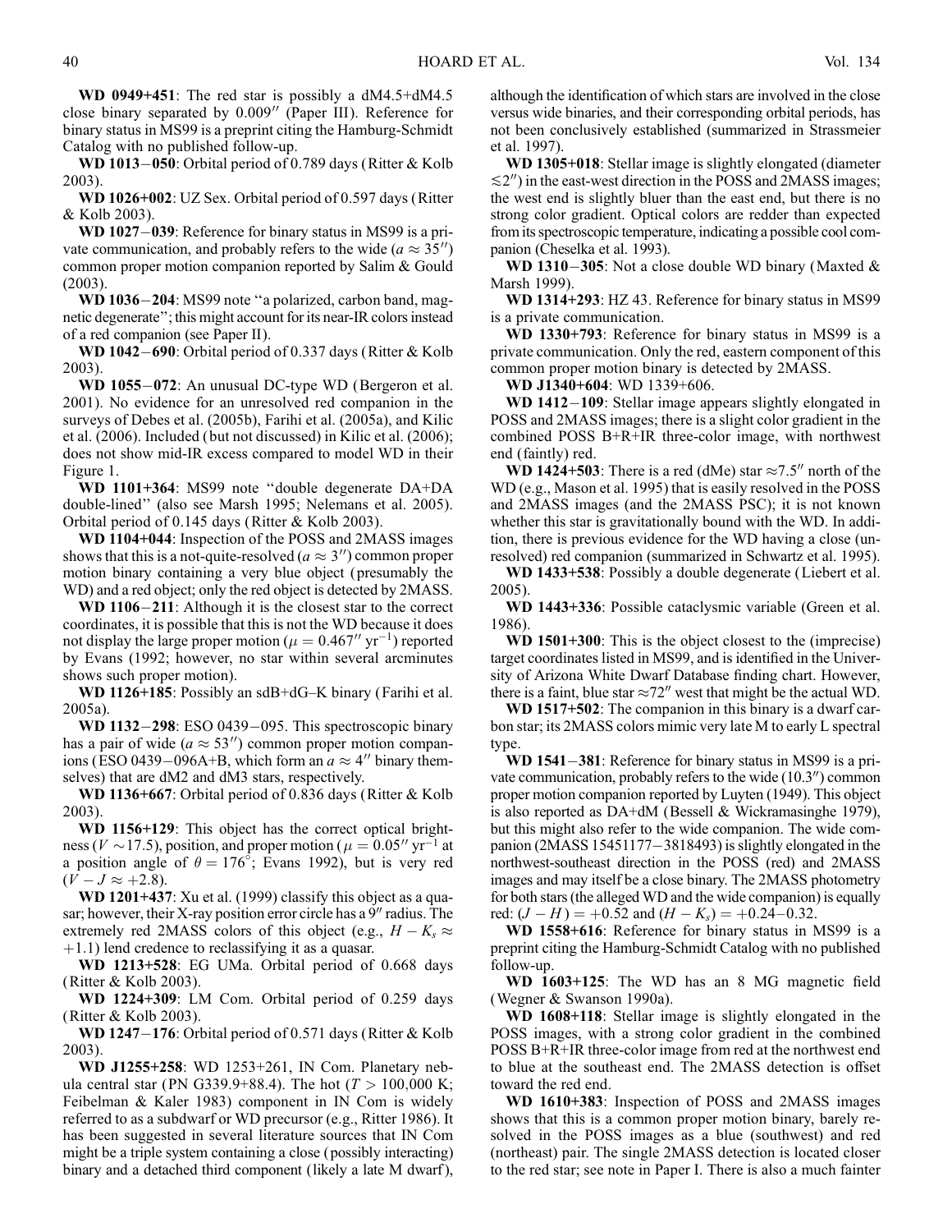**WD 0949+451**: The red star is possibly a dM4.5+dM4.5 close binary separated by 0.009″ (Paper III). Reference for binary status in MS99 is a preprint citing the Hamburg-Schmidt Catalog with no published follow-up.

**WD 1013−050**: Orbital period of 0.789 days (Ritter & Kolb 2003).

**WD 1026+002**: UZ Sex. Orbital period of 0.597 days (Ritter & Kolb 2003).

**WD 1027−039**: Reference for binary status in MS99 is a private communication, and probably refers to the wide ($a \approx 35''$) common proper motion companion reported by Salim & Gould (2003).

**WD 1036−204**: MS99 note "a polarized, carbon band, magnetic degenerate"; this might account for its near-IR colors instead of a red companion (see Paper II).

**WD 1042−690**: Orbital period of 0.337 days (Ritter & Kolb 2003).

**WD 1055−072**: An unusual DC-type WD (Bergeron et al. 2001). No evidence for an unresolved red companion in the surveys of Debes et al. (2005b), Farihi et al. (2005a), and Kilic et al. (2006). Included (but not discussed) in Kilic et al. (2006); does not show mid-IR excess compared to model WD in their Figure 1.

**WD 1101+364**: MS99 note "double degenerate DA+DA double-lined" (also see Marsh 1995; Nelemans et al. 2005). Orbital period of 0.145 days (Ritter & Kolb 2003).

**WD 1104+044**: Inspection of the POSS and 2MASS images shows that this is a not-quite-resolved ($a \approx 3''$) common proper motion binary containing a very blue object (presumably the WD) and a red object; only the red object is detected by 2MASS.

**WD 1106−211**: Although it is the closest star to the correct coordinates, it is possible that this is not the WD because it does not display the large proper motion ($\mu = 0.467''$ yr$^{-1}$) reported by Evans (1992; however, no star within several arcminutes shows such proper motion).

**WD 1126+185**: Possibly an sdB+dG–K binary (Farihi et al. 2005a).

**WD 1132−298**: ESO 0439−095. This spectroscopic binary has a pair of wide ($a \approx 53''$) common proper motion companions (ESO 0439−096A+B, which form an $a \approx 4''$ binary themselves) that are dM2 and dM3 stars, respectively.

**WD 1136+667**: Orbital period of 0.836 days (Ritter & Kolb 2003).

**WD 1156+129**: This object has the correct optical brightness ($V \sim 17.5$), position, and proper motion ($\mu = 0.05''$ yr$^{-1}$ at a position angle of $\theta = 176°$; Evans 1992), but is very red ($V - J \approx +2.8$).

**WD 1201+437**: Xu et al. (1999) classify this object as a quasar; however, their X-ray position error circle has a 9″ radius. The extremely red 2MASS colors of this object (e.g., $H - K_s \approx +1.1$) lend credence to reclassifying it as a quasar.

**WD 1213+528**: EG UMa. Orbital period of 0.668 days (Ritter & Kolb 2003).

**WD 1224+309**: LM Com. Orbital period of 0.259 days (Ritter & Kolb 2003).

**WD 1247−176**: Orbital period of 0.571 days (Ritter & Kolb 2003).

**WD J1255+258**: WD 1253+261, IN Com. Planetary nebula central star (PN G339.9+88.4). The hot ($T > 100{,}000$ K; Feibelman & Kaler 1983) component in IN Com is widely referred to as a subdwarf or WD precursor (e.g., Ritter 1986). It has been suggested in several literature sources that IN Com might be a triple system containing a close (possibly interacting) binary and a detached third component (likely a late M dwarf), although the identification of which stars are involved in the close versus wide binaries, and their corresponding orbital periods, has not been conclusively established (summarized in Strassmeier et al. 1997).

**WD 1305+018**: Stellar image is slightly elongated (diameter $\lesssim 2''$) in the east-west direction in the POSS and 2MASS images; the west end is slightly bluer than the east end, but there is no strong color gradient. Optical colors are redder than expected from its spectroscopic temperature, indicating a possible cool companion (Cheselka et al. 1993).

**WD 1310−305**: Not a close double WD binary (Maxted & Marsh 1999).

**WD 1314+293**: HZ 43. Reference for binary status in MS99 is a private communication.

**WD 1330+793**: Reference for binary status in MS99 is a private communication. Only the red, eastern component of this common proper motion binary is detected by 2MASS.

**WD J1340+604**: WD 1339+606.

**WD 1412−109**: Stellar image appears slightly elongated in POSS and 2MASS images; there is a slight color gradient in the combined POSS B+R+IR three-color image, with northwest end (faintly) red.

**WD 1424+503**: There is a red (dMe) star ≈7.5″ north of the WD (e.g., Mason et al. 1995) that is easily resolved in the POSS and 2MASS images (and the 2MASS PSC); it is not known whether this star is gravitationally bound with the WD. In addition, there is previous evidence for the WD having a close (unresolved) red companion (summarized in Schwartz et al. 1995).

**WD 1433+538**: Possibly a double degenerate (Liebert et al. 2005).

**WD 1443+336**: Possible cataclysmic variable (Green et al. 1986).

**WD 1501+300**: This is the object closest to the (imprecise) target coordinates listed in MS99, and is identified in the University of Arizona White Dwarf Database finding chart. However, there is a faint, blue star ≈72″ west that might be the actual WD.

**WD 1517+502**: The companion in this binary is a dwarf carbon star; its 2MASS colors mimic very late M to early L spectral type.

**WD 1541−381**: Reference for binary status in MS99 is a private communication, probably refers to the wide (10.3″) common proper motion companion reported by Luyten (1949). This object is also reported as DA+dM (Bessell & Wickramasinghe 1979), but this might also refer to the wide companion. The wide companion (2MASS 15451177−3818493) is slightly elongated in the northwest-southeast direction in the POSS (red) and 2MASS images and may itself be a close binary. The 2MASS photometry for both stars (the alleged WD and the wide companion) is equally red: $(J - H) = +0.52$ and $(H - K_s) = +0.24$–$0.32$.

**WD 1558+616**: Reference for binary status in MS99 is a preprint citing the Hamburg-Schmidt Catalog with no published follow-up.

**WD 1603+125**: The WD has an 8 MG magnetic field (Wegner & Swanson 1990a).

**WD 1608+118**: Stellar image is slightly elongated in the POSS images, with a strong color gradient in the combined POSS B+R+IR three-color image from red at the northwest end to blue at the southeast end. The 2MASS detection is offset toward the red end.

**WD 1610+383**: Inspection of POSS and 2MASS images shows that this is a common proper motion binary, barely resolved in the POSS images as a blue (southwest) and red (northeast) pair. The single 2MASS detection is located closer to the red star; see note in Paper I. There is also a much fainter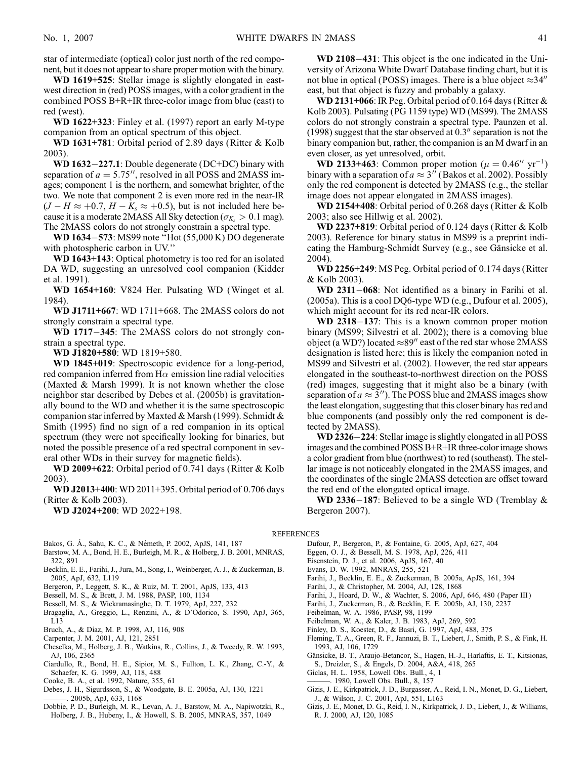star of intermediate (optical) color just north of the red component, but it does not appear to share proper motion with the binary.

**WD 1619+525**: Stellar image is slightly elongated in east-west direction in (red) POSS images, with a color gradient in the combined POSS B+R+IR three-color image from blue (east) to red (west).

**WD 1622+323**: Finley et al. (1997) report an early M-type companion from an optical spectrum of this object.

**WD 1631+781**: Orbital period of 2.89 days (Ritter & Kolb 2003).

**WD 1632−227.1**: Double degenerate (DC+DC) binary with separation of $a = 5.75''$, resolved in all POSS and 2MASS images; component 1 is the northern, and somewhat brighter, of the two. We note that component 2 is even more red in the near-IR ($J - H \approx +0.7$, $H - K_s \approx +0.5$), but is not included here because it is a moderate 2MASS All Sky detection ($\sigma_{K_s} > 0.1$ mag). The 2MASS colors do not strongly constrain a spectral type.

**WD 1634−573**: MS99 note "Hot (55,000 K) DO degenerate with photospheric carbon in UV."

**WD 1643+143**: Optical photometry is too red for an isolated DA WD, suggesting an unresolved cool companion (Kidder et al. 1991).

**WD 1654+160**: V824 Her. Pulsating WD (Winget et al. 1984).

**WD J1711+667**: WD 1711+668. The 2MASS colors do not strongly constrain a spectral type.

**WD 1717−345**: The 2MASS colors do not strongly constrain a spectral type.

**WD J1820+580**: WD 1819+580.

**WD 1845+019**: Spectroscopic evidence for a long-period, red companion inferred from Hα emission line radial velocities (Maxted & Marsh 1999). It is not known whether the close neighbor star described by Debes et al. (2005b) is gravitationally bound to the WD and whether it is the same spectroscopic companion star inferred by Maxted & Marsh (1999). Schmidt & Smith (1995) find no sign of a red companion in its optical spectrum (they were not specifically looking for binaries, but noted the possible presence of a red spectral component in several other WDs in their survey for magnetic fields).

**WD 2009+622**: Orbital period of 0.741 days (Ritter & Kolb 2003).

**WD J2013+400**: WD 2011+395. Orbital period of 0.706 days (Ritter & Kolb 2003).

**WD J2024+200**: WD 2022+198.

**WD 2108−431**: This object is the one indicated in the University of Arizona White Dwarf Database finding chart, but it is not blue in optical (POSS) images. There is a blue object ≈34″ east, but that object is fuzzy and probably a galaxy.

**WD 2131+066**: IR Peg. Orbital period of 0.164 days (Ritter & Kolb 2003). Pulsating (PG 1159 type) WD (MS99). The 2MASS colors do not strongly constrain a spectral type. Paunzen et al. (1998) suggest that the star observed at 0.3″ separation is not the binary companion but, rather, the companion is an M dwarf in an even closer, as yet unresolved, orbit.

**WD 2133+463**: Common proper motion ($\mu = 0.46''\ \mathrm{yr}^{-1}$) binary with a separation of $a \approx 3''$ (Bakos et al. 2002). Possibly only the red component is detected by 2MASS (e.g., the stellar image does not appear elongated in 2MASS images).

**WD 2154+408**: Orbital period of 0.268 days (Ritter & Kolb 2003; also see Hillwig et al. 2002).

**WD 2237+819**: Orbital period of 0.124 days (Ritter & Kolb 2003). Reference for binary status in MS99 is a preprint indicating the Hamburg-Schmidt Survey (e.g., see Gänsicke et al. 2004).

**WD 2256+249**: MS Peg. Orbital period of 0.174 days (Ritter & Kolb 2003).

**WD 2311−068**: Not identified as a binary in Farihi et al. (2005a). This is a cool DQ6-type WD (e.g., Dufour et al. 2005), which might account for its red near-IR colors.

**WD 2318−137**: This is a known common proper motion binary (MS99; Silvestri et al. 2002); there is a comoving blue object (a WD?) located ≈89″ east of the red star whose 2MASS designation is listed here; this is likely the companion noted in MS99 and Silvestri et al. (2002). However, the red star appears elongated in the southeast-to-northwest direction on the POSS (red) images, suggesting that it might also be a binary (with separation of $a \approx 3''$). The POSS blue and 2MASS images show the least elongation, suggesting that this closer binary has red and blue components (and possibly only the red component is detected by 2MASS).

**WD 2326−224**: Stellar image is slightly elongated in all POSS images and the combined POSS B+R+IR three-color image shows a color gradient from blue (northwest) to red (southeast). The stellar image is not noticeably elongated in the 2MASS images, and the coordinates of the single 2MASS detection are offset toward the red end of the elongated optical image.

**WD 2336−187**: Believed to be a single WD (Tremblay & Bergeron 2007).

## REFERENCES

Bakos, G. Á., Sahu, K. C., & Németh, P. 2002, ApJS, 141, 187
Barstow, M. A., Bond, H. E., Burleigh, M. R., & Holberg, J. B. 2001, MNRAS, 322, 891
Becklin, E. E., Farihi, J., Jura, M., Song, I., Weinberger, A. J., & Zuckerman, B. 2005, ApJ, 632, L119
Bergeron, P., Leggett, S. K., & Ruiz, M. T. 2001, ApJS, 133, 413
Bessell, M. S., & Brett, J. M. 1988, PASP, 100, 1134
Bessell, M. S., & Wickramasinghe, D. T. 1979, ApJ, 227, 232
Bragaglia, A., Greggio, L., Renzini, A., & D'Odorico, S. 1990, ApJ, 365, L13
Bruch, A., & Diaz, M. P. 1998, AJ, 116, 908
Carpenter, J. M. 2001, AJ, 121, 2851
Cheselka, M., Holberg, J. B., Watkins, R., Collins, J., & Tweedy, R. W. 1993, AJ, 106, 2365
Ciardullo, R., Bond, H. E., Sipior, M. S., Fullton, L. K., Zhang, C.-Y., & Schaefer, K. G. 1999, AJ, 118, 488
Cooke, B. A., et al. 1992, Nature, 355, 61
Debes, J. H., Sigurdsson, S., & Woodgate, B. E. 2005a, AJ, 130, 1221
———. 2005b, ApJ, 633, 1168
Dobbie, P. D., Burleigh, M. R., Levan, A. J., Barstow, M. A., Napiwotzki, R., Holberg, J. B., Hubeny, I., & Howell, S. B. 2005, MNRAS, 357, 1049
Dufour, P., Bergeron, P., & Fontaine, G. 2005, ApJ, 627, 404
Eggen, O. J., & Bessell, M. S. 1978, ApJ, 226, 411
Eisenstein, D. J., et al. 2006, ApJS, 167, 40
Evans, D. W. 1992, MNRAS, 255, 521
Farihi, J., Becklin, E. E., & Zuckerman, B. 2005a, ApJS, 161, 394
Farihi, J., & Christopher, M. 2004, AJ, 128, 1868
Farihi, J., Hoard, D. W., & Wachter, S. 2006, ApJ, 646, 480 (Paper III)
Farihi, J., Zuckerman, B., & Becklin, E. E. 2005b, AJ, 130, 2237
Feibelman, W. A. 1986, PASP, 98, 1199
Feibelman, W. A., & Kaler, J. B. 1983, ApJ, 269, 592
Finley, D. S., Koester, D., & Basri, G. 1997, ApJ, 488, 375
Fleming, T. A., Green, R. F., Jannuzi, B. T., Liebert, J., Smith, P. S., & Fink, H. 1993, AJ, 106, 1729
Gänsicke, B. T., Araujo-Betancor, S., Hagen, H.-J., Harlaftis, E. T., Kitsionas, S., Dreizler, S., & Engels, D. 2004, A&A, 418, 265
Giclas, H. L. 1958, Lowell Obs. Bull., 4, 1
———. 1980, Lowell Obs. Bull., 8, 157
Gizis, J. E., Kirkpatrick, J. D., Burgasser, A., Reid, I. N., Monet, D. G., Liebert, J., & Wilson, J. C. 2001, ApJ, 551, L163
Gizis, J. E., Monet, D. G., Reid, I. N., Kirkpatrick, J. D., Liebert, J., & Williams, R. J. 2000, AJ, 120, 1085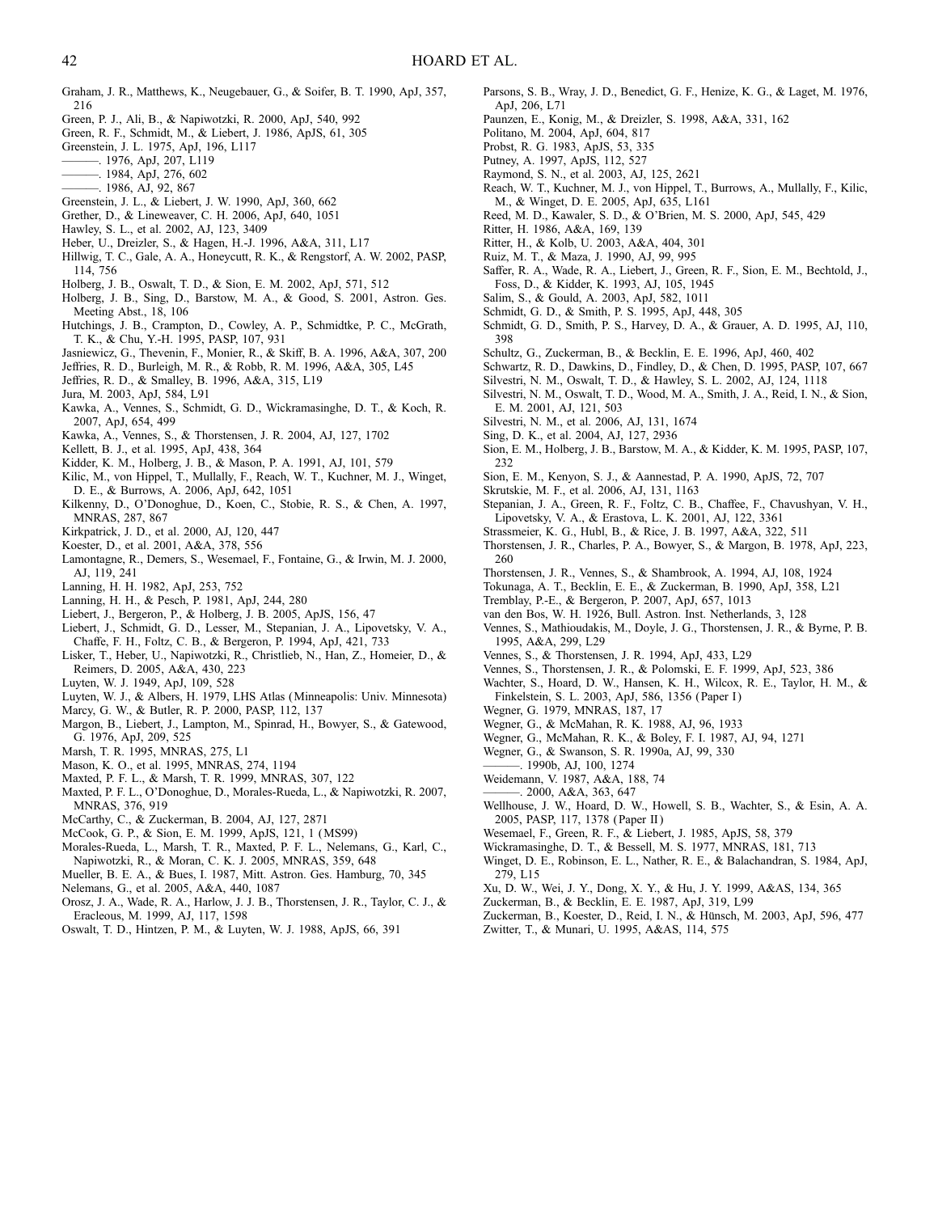Graham, J. R., Matthews, K., Neugebauer, G., & Soifer, B. T. 1990, ApJ, 357, 216
Green, P. J., Ali, B., & Napiwotzki, R. 2000, ApJ, 540, 992
Green, R. F., Schmidt, M., & Liebert, J. 1986, ApJS, 61, 305
Greenstein, J. L. 1975, ApJ, 196, L117
———. 1976, ApJ, 207, L119
———. 1984, ApJ, 276, 602
———. 1986, AJ, 92, 867
Greenstein, J. L., & Liebert, J. W. 1990, ApJ, 360, 662
Grether, D., & Lineweaver, C. H. 2006, ApJ, 640, 1051
Hawley, S. L., et al. 2002, AJ, 123, 3409
Heber, U., Dreizler, S., & Hagen, H.-J. 1996, A&A, 311, L17
Hillwig, T. C., Gale, A. A., Honeycutt, R. K., & Rengstorf, A. W. 2002, PASP, 114, 756
Holberg, J. B., Oswalt, T. D., & Sion, E. M. 2002, ApJ, 571, 512
Holberg, J. B., Sing, D., Barstow, M. A., & Good, S. 2001, Astron. Ges. Meeting Abst., 18, 106
Hutchings, J. B., Crampton, D., Cowley, A. P., Schmidtke, P. C., McGrath, T. K., & Chu, Y.-H. 1995, PASP, 107, 931
Jasniewicz, G., Thevenin, F., Monier, R., & Skiff, B. A. 1996, A&A, 307, 200
Jeffries, R. D., Burleigh, M. R., & Robb, R. M. 1996, A&A, 305, L45
Jeffries, R. D., & Smalley, B. 1996, A&A, 315, L19
Jura, M. 2003, ApJ, 584, L91
Kawka, A., Vennes, S., Schmidt, G. D., Wickramasinghe, D. T., & Koch, R. 2007, ApJ, 654, 499
Kawka, A., Vennes, S., & Thorstensen, J. R. 2004, AJ, 127, 1702
Kellett, B. J., et al. 1995, ApJ, 438, 364
Kidder, K. M., Holberg, J. B., & Mason, P. A. 1991, AJ, 101, 579
Kilic, M., von Hippel, T., Mullally, F., Reach, W. T., Kuchner, M. J., Winget, D. E., & Burrows, A. 2006, ApJ, 642, 1051
Kilkenny, D., O'Donoghue, D., Koen, C., Stobie, R. S., & Chen, A. 1997, MNRAS, 287, 867
Kirkpatrick, J. D., et al. 2000, AJ, 120, 447
Koester, D., et al. 2001, A&A, 378, 556
Lamontagne, R., Demers, S., Wesemael, F., Fontaine, G., & Irwin, M. J. 2000, AJ, 119, 241
Lanning, H. H. 1982, ApJ, 253, 752
Lanning, H. H., & Pesch, P. 1981, ApJ, 244, 280
Liebert, J., Bergeron, P., & Holberg, J. B. 2005, ApJS, 156, 47
Liebert, J., Schmidt, G. D., Lesser, M., Stepanian, J. A., Lipovetsky, V. A., Chaffe, F. H., Foltz, C. B., & Bergeron, P. 1994, ApJ, 421, 733
Lisker, T., Heber, U., Napiwotzki, R., Christlieb, N., Han, Z., Homeier, D., & Reimers, D. 2005, A&A, 430, 223
Luyten, W. J. 1949, ApJ, 109, 528
Luyten, W. J., & Albers, H. 1979, LHS Atlas (Minneapolis: Univ. Minnesota)
Marcy, G. W., & Butler, R. P. 2000, PASP, 112, 137
Margon, B., Liebert, J., Lampton, M., Spinrad, H., Bowyer, S., & Gatewood, G. 1976, ApJ, 209, 525
Marsh, T. R. 1995, MNRAS, 275, L1
Mason, K. O., et al. 1995, MNRAS, 274, 1194
Maxted, P. F. L., & Marsh, T. R. 1999, MNRAS, 307, 122
Maxted, P. F. L., O'Donoghue, D., Morales-Rueda, L., & Napiwotzki, R. 2007, MNRAS, 376, 919
McCarthy, C., & Zuckerman, B. 2004, AJ, 127, 2871
McCook, G. P., & Sion, E. M. 1999, ApJS, 121, 1 (MS99)
Morales-Rueda, L., Marsh, T. R., Maxted, P. F. L., Nelemans, G., Karl, C., Napiwotzki, R., & Moran, C. K. J. 2005, MNRAS, 359, 648
Mueller, B. E. A., & Bues, I. 1987, Mitt. Astron. Ges. Hamburg, 70, 345
Nelemans, G., et al. 2005, A&A, 440, 1087
Orosz, J. A., Wade, R. A., Harlow, J. J. B., Thorstensen, J. R., Taylor, C. J., & Eracleous, M. 1999, AJ, 117, 1598
Oswalt, T. D., Hintzen, P. M., & Luyten, W. J. 1988, ApJS, 66, 391
Parsons, S. B., Wray, J. D., Benedict, G. F., Henize, K. G., & Laget, M. 1976, ApJ, 206, L71
Paunzen, E., Konig, M., & Dreizler, S. 1998, A&A, 331, 162
Politano, M. 2004, ApJ, 604, 817
Probst, R. G. 1983, ApJS, 53, 335
Putney, A. 1997, ApJS, 112, 527
Raymond, S. N., et al. 2003, AJ, 125, 2621
Reach, W. T., Kuchner, M. J., von Hippel, T., Burrows, A., Mullally, F., Kilic, M., & Winget, D. E. 2005, ApJ, 635, L161
Reed, M. D., Kawaler, S. D., & O'Brien, M. S. 2000, ApJ, 545, 429
Ritter, H. 1986, A&A, 169, 139
Ritter, H., & Kolb, U. 2003, A&A, 404, 301
Ruiz, M. T., & Maza, J. 1990, AJ, 99, 995
Saffer, R. A., Wade, R. A., Liebert, J., Green, R. F., Sion, E. M., Bechtold, J., Foss, D., & Kidder, K. 1993, AJ, 105, 1945
Salim, S., & Gould, A. 2003, ApJ, 582, 1011
Schmidt, G. D., & Smith, P. S. 1995, ApJ, 448, 305
Schmidt, G. D., Smith, P. S., Harvey, D. A., & Grauer, A. D. 1995, AJ, 110, 398
Schultz, G., Zuckerman, B., & Becklin, E. E. 1996, ApJ, 460, 402
Schwartz, R. D., Dawkins, D., Findley, D., & Chen, D. 1995, PASP, 107, 667
Silvestri, N. M., Oswalt, T. D., & Hawley, S. L. 2002, AJ, 124, 1118
Silvestri, N. M., Oswalt, T. D., Wood, M. A., Smith, J. A., Reid, I. N., & Sion, E. M. 2001, AJ, 121, 503
Silvestri, N. M., et al. 2006, AJ, 131, 1674
Sing, D. K., et al. 2004, AJ, 127, 2936
Sion, E. M., Holberg, J. B., Barstow, M. A., & Kidder, K. M. 1995, PASP, 107, 232
Sion, E. M., Kenyon, S. J., & Aannestad, P. A. 1990, ApJS, 72, 707
Skrutskie, M. F., et al. 2006, AJ, 131, 1163
Stepanian, J. A., Green, R. F., Foltz, C. B., Chaffee, F., Chavushyan, V. H., Lipovetsky, V. A., & Erastova, L. K. 2001, AJ, 122, 3361
Strassmeier, K. G., Hubl, B., & Rice, J. B. 1997, A&A, 322, 511
Thorstensen, J. R., Charles, P. A., Bowyer, S., & Margon, B. 1978, ApJ, 223, 260
Thorstensen, J. R., Vennes, S., & Shambrook, A. 1994, AJ, 108, 1924
Tokunaga, A. T., Becklin, E. E., & Zuckerman, B. 1990, ApJ, 358, L21
Tremblay, P.-E., & Bergeron, P. 2007, ApJ, 657, 1013
van den Bos, W. H. 1926, Bull. Astron. Inst. Netherlands, 3, 128
Vennes, S., Mathioudakis, M., Doyle, J. G., Thorstensen, J. R., & Byrne, P. B. 1995, A&A, 299, L29
Vennes, S., & Thorstensen, J. R. 1994, ApJ, 433, L29
Vennes, S., Thorstensen, J. R., & Polomski, E. F. 1999, ApJ, 523, 386
Wachter, S., Hoard, D. W., Hansen, K. H., Wilcox, R. E., Taylor, H. M., & Finkelstein, S. L. 2003, ApJ, 586, 1356 (Paper I)
Wegner, G. 1979, MNRAS, 187, 17
Wegner, G., & McMahan, R. K. 1988, AJ, 96, 1933
Wegner, G., McMahan, R. K., & Boley, F. I. 1987, AJ, 94, 1271
Wegner, G., & Swanson, S. R. 1990a, AJ, 99, 330
———. 1990b, AJ, 100, 1274
Weidemann, V. 1987, A&A, 188, 74
———. 2000, A&A, 363, 647
Wellhouse, J. W., Hoard, D. W., Howell, S. B., Wachter, S., & Esin, A. A. 2005, PASP, 117, 1378 (Paper II)
Wesemael, F., Green, R. F., & Liebert, J. 1985, ApJS, 58, 379
Wickramasinghe, D. T., & Bessell, M. S. 1977, MNRAS, 181, 713
Winget, D. E., Robinson, E. L., Nather, R. E., & Balachandran, S. 1984, ApJ, 279, L15
Xu, D. W., Wei, J. Y., Dong, X. Y., & Hu, J. Y. 1999, A&AS, 134, 365
Zuckerman, B., & Becklin, E. E. 1987, ApJ, 319, L99
Zuckerman, B., Koester, D., Reid, I. N., & Hünsch, M. 2003, ApJ, 596, 477
Zwitter, T., & Munari, U. 1995, A&AS, 114, 575